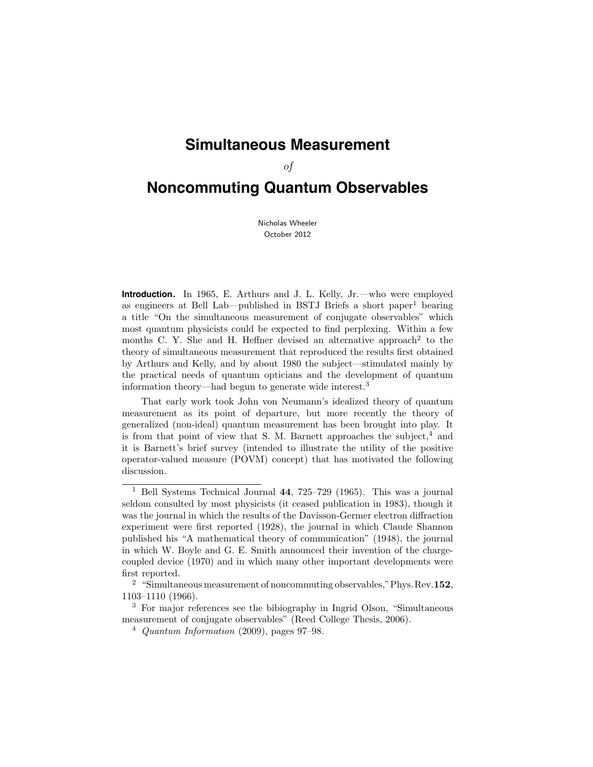# Simultaneous Measurement

*of*

# Noncommuting Quantum Observables

Nicholas Wheeler
October 2012

**Introduction.** In 1965, E. Arthurs and J. L. Kelly, Jr.—who were employed as engineers at Bell Lab—published in BSTJ Briefs a short paper[1] bearing a title "On the simultaneous measurement of conjugate observables" which most quantum physicists could be expected to find perplexing. Within a few months C. Y. She and H. Heffner devised an alternative approach[2] to the theory of simultaneous measurement that reproduced the results first obtained by Arthurs and Kelly, and by about 1980 the subject—stimulated mainly by the practical needs of quantum opticians and the development of quantum information theory—had begun to generate wide interest.[3]

That early work took John von Neumann's idealized theory of quantum measurement as its point of departure, but more recently the theory of generalized (non-ideal) quantum measurement has been brought into play. It is from that point of view that S. M. Barnett approaches the subject,[4] and it is Barnett's brief survey (intended to illustrate the utility of the positive operator-valued measure (POVM) concept) that has motivated the following discussion.

---

[1] Bell Systems Technical Journal **44**, 725–729 (1965). This was a journal seldom consulted by most physicists (it ceased publication in 1983), though it was the journal in which the results of the Davisson-Germer electron diffraction experiment were first reported (1928), the journal in which Claude Shannon published his "A mathematical theory of communication" (1948), the journal in which W. Boyle and G. E. Smith announced their invention of the charge-coupled device (1970) and in which many other important developments were first reported.

[2] "Simultaneous measurement of noncommuting observables," Phys. Rev. **152**, 1103–1110 (1966).

[3] For major references see the bibiography in Ingrid Olson, "Simultaneous measurement of conjugate observables" (Reed College Thesis, 2006).

[4] *Quantum Information* (2009), pages 97–98.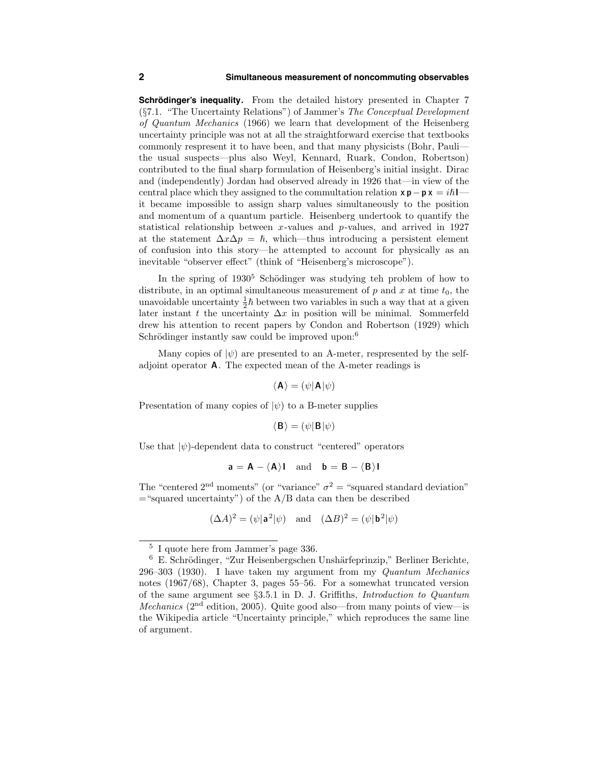**Schrödinger's inequality.** From the detailed history presented in Chapter 7 (§7.1. "The Uncertainty Relations") of Jammer's *The Conceptual Development of Quantum Mechanics* (1966) we learn that development of the Heisenberg uncertainty principle was not at all the straightforward exercise that textbooks commonly respresent it to have been, and that many physicists (Bohr, Pauli—the usual suspects—plus also Weyl, Kennard, Ruark, Condon, Robertson) contributed to the final sharp formulation of Heisenberg's initial insight. Dirac and (independently) Jordan had observed already in 1926 that—in view of the central place which they assigned to the commultation relation $\mathbf{x}\,\mathbf{p} - \mathbf{p}\,\mathbf{x} = i\hbar\mathbf{I}$—it became impossible to assign sharp values simultaneously to the position and momentum of a quantum particle. Heisenberg undertook to quantify the statistical relationship between $x$-values and $p$-values, and arrived in 1927 at the statement $\Delta x \Delta p = \hbar$, which—thus introducing a persistent element of confusion into this story—he attempted to account for physically as an inevitable "observer effect" (think of "Heisenberg's microscope").

In the spring of 1930[5] Schödinger was studying teh problem of how to distribute, in an optimal simultaneous measurement of $p$ and $x$ at time $t_0$, the unavoidable uncertainty $\frac{1}{2}\hbar$ between two variables in such a way that at a given later instant $t$ the uncertainty $\Delta x$ in position will be minimal. Sommerfeld drew his attention to recent papers by Condon and Robertson (1929) which Schrödinger instantly saw could be improved upon:[6]

Many copies of $|\psi)$ are presented to an A-meter, respresented by the self-adjoint operator $\mathbf{A}$. The expected mean of the A-meter readings is

$$\langle \mathbf{A} \rangle = (\psi|\mathbf{A}|\psi)$$

Presentation of many copies of $|\psi)$ to a B-meter supplies

$$\langle \mathbf{B} \rangle = (\psi|\mathbf{B}|\psi)$$

Use that $|\psi)$-dependent data to construct "centered" operators

$$\mathbf{a} = \mathbf{A} - \langle \mathbf{A} \rangle \mathbf{I} \quad \text{and} \quad \mathbf{b} = \mathbf{B} - \langle \mathbf{B} \rangle \mathbf{I}$$

The "centered 2nd moments" (or "variance" $\sigma^2$ = "squared standard deviation" = "squared uncertainty") of the A/B data can then be described

$$(\Delta A)^2 = (\psi|\mathbf{a}^2|\psi) \quad \text{and} \quad (\Delta B)^2 = (\psi|\mathbf{b}^2|\psi)$$

---

[5] I quote here from Jammer's page 336.

[6] E. Schrödinger, "Zur Heisenbergschen Unshärfeprinzip," Berliner Berichte, 296–303 (1930). I have taken my argument from my *Quantum Mechanics* notes (1967/68), Chapter 3, pages 55–56. For a somewhat truncated version of the same argument see §3.5.1 in D. J. Griffiths, *Introduction to Quantum Mechanics* (2nd edition, 2005). Quite good also—from many points of view—is the Wikipedia article "Uncertainty principle," which reproduces the same line of argument.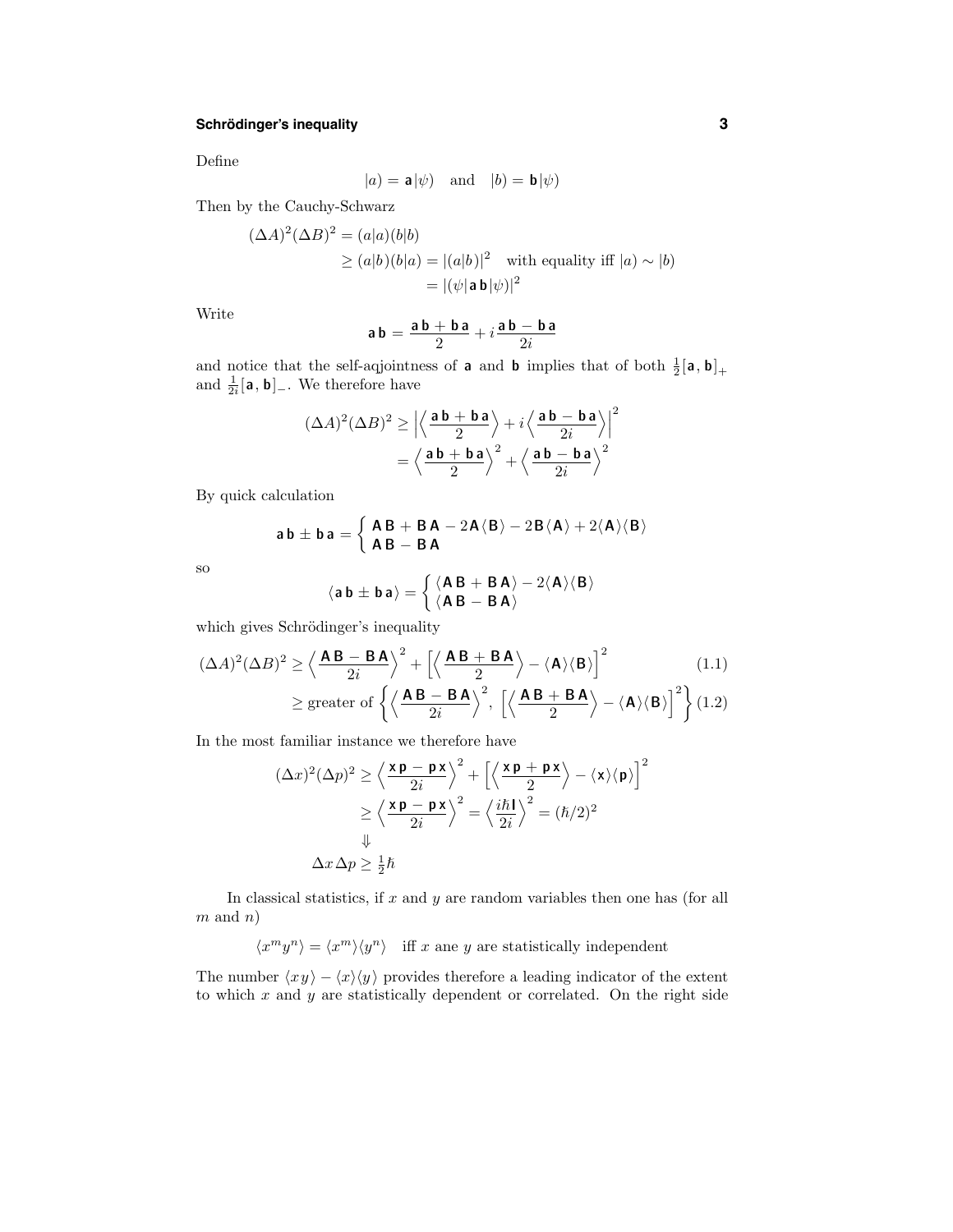Define

$$|a) = \mathsf{a}|\psi) \quad \text{and} \quad |b) = \mathsf{b}|\psi)$$

Then by the Cauchy-Schwarz

$$\begin{aligned}
(\Delta A)^2(\Delta B)^2 &= (a|a)(b|b) \\
&\geq (a|b)(b|a) = |(a|b)|^2 \quad \text{with equality iff } |a) \sim |b) \\
&= |(\psi|\mathsf{a}\,\mathsf{b}|\psi)|^2
\end{aligned}$$

Write

$$\mathsf{a}\,\mathsf{b} = \frac{\mathsf{a}\,\mathsf{b} + \mathsf{b}\,\mathsf{a}}{2} + i\,\frac{\mathsf{a}\,\mathsf{b} - \mathsf{b}\,\mathsf{a}}{2i}$$

and notice that the self-aqjointness of $\mathsf{a}$ and $\mathsf{b}$ implies that of both $\frac{1}{2}[\mathsf{a},\mathsf{b}]_+$ and $\frac{1}{2i}[\mathsf{a},\mathsf{b}]_-$. We therefore have

$$\begin{aligned}
(\Delta A)^2(\Delta B)^2 &\geq \Big|\Big\langle \frac{\mathsf{a}\,\mathsf{b} + \mathsf{b}\,\mathsf{a}}{2}\Big\rangle + i\Big\langle \frac{\mathsf{a}\,\mathsf{b} - \mathsf{b}\,\mathsf{a}}{2i}\Big\rangle\Big|^2 \\
&= \Big\langle \frac{\mathsf{a}\,\mathsf{b} + \mathsf{b}\,\mathsf{a}}{2}\Big\rangle^2 + \Big\langle \frac{\mathsf{a}\,\mathsf{b} - \mathsf{b}\,\mathsf{a}}{2i}\Big\rangle^2
\end{aligned}$$

By quick calculation

$$\mathsf{a}\,\mathsf{b} \pm \mathsf{b}\,\mathsf{a} = \begin{cases} \mathsf{A}\,\mathsf{B} + \mathsf{B}\,\mathsf{A} - 2\mathsf{A}\langle\mathsf{B}\rangle - 2\mathsf{B}\langle\mathsf{A}\rangle + 2\langle\mathsf{A}\rangle\langle\mathsf{B}\rangle \\ \mathsf{A}\,\mathsf{B} - \mathsf{B}\,\mathsf{A} \end{cases}$$

so

$$\langle\mathsf{a}\,\mathsf{b} \pm \mathsf{b}\,\mathsf{a}\rangle = \begin{cases} \langle\mathsf{A}\,\mathsf{B} + \mathsf{B}\,\mathsf{A}\rangle - 2\langle\mathsf{A}\rangle\langle\mathsf{B}\rangle \\ \langle\mathsf{A}\,\mathsf{B} - \mathsf{B}\,\mathsf{A}\rangle \end{cases}$$

which gives Schrödinger's inequality

$$\begin{aligned}
(\Delta A)^2(\Delta B)^2 &\geq \Big\langle \frac{\mathsf{A}\,\mathsf{B} - \mathsf{B}\,\mathsf{A}}{2i}\Big\rangle^2 + \Big[\Big\langle \frac{\mathsf{A}\,\mathsf{B} + \mathsf{B}\,\mathsf{A}}{2}\Big\rangle - \langle\mathsf{A}\rangle\langle\mathsf{B}\rangle\Big]^2 & (1.1)\\
&\geq \text{greater of } \Big\{\Big\langle \frac{\mathsf{A}\,\mathsf{B} - \mathsf{B}\,\mathsf{A}}{2i}\Big\rangle^2,\ \Big[\Big\langle \frac{\mathsf{A}\,\mathsf{B} + \mathsf{B}\,\mathsf{A}}{2}\Big\rangle - \langle\mathsf{A}\rangle\langle\mathsf{B}\rangle\Big]^2\Big\} & (1.2)
\end{aligned}$$

In the most familiar instance we therefore have

$$\begin{aligned}
(\Delta x)^2(\Delta p)^2 &\geq \Big\langle \frac{\mathsf{x}\,\mathsf{p} - \mathsf{p}\,\mathsf{x}}{2i}\Big\rangle^2 + \Big[\Big\langle \frac{\mathsf{x}\,\mathsf{p} + \mathsf{p}\,\mathsf{x}}{2}\Big\rangle - \langle\mathsf{x}\rangle\langle\mathsf{p}\rangle\Big]^2 \\
&\geq \Big\langle \frac{\mathsf{x}\,\mathsf{p} - \mathsf{p}\,\mathsf{x}}{2i}\Big\rangle^2 = \Big\langle \frac{i\hbar\mathsf{I}}{2i}\Big\rangle^2 = (\hbar/2)^2 \\
&\Downarrow \\
\Delta x\,\Delta p &\geq \tfrac{1}{2}\hbar
\end{aligned}$$

In classical statistics, if $x$ and $y$ are random variables then one has (for all $m$ and $n$)

$$\langle x^m y^n\rangle = \langle x^m\rangle\langle y^n\rangle \quad \text{iff } x \text{ ane } y \text{ are statistically independent}$$

The number $\langle xy\rangle - \langle x\rangle\langle y\rangle$ provides therefore a leading indicator of the extent to which $x$ and $y$ are statistically dependent or correlated. On the right side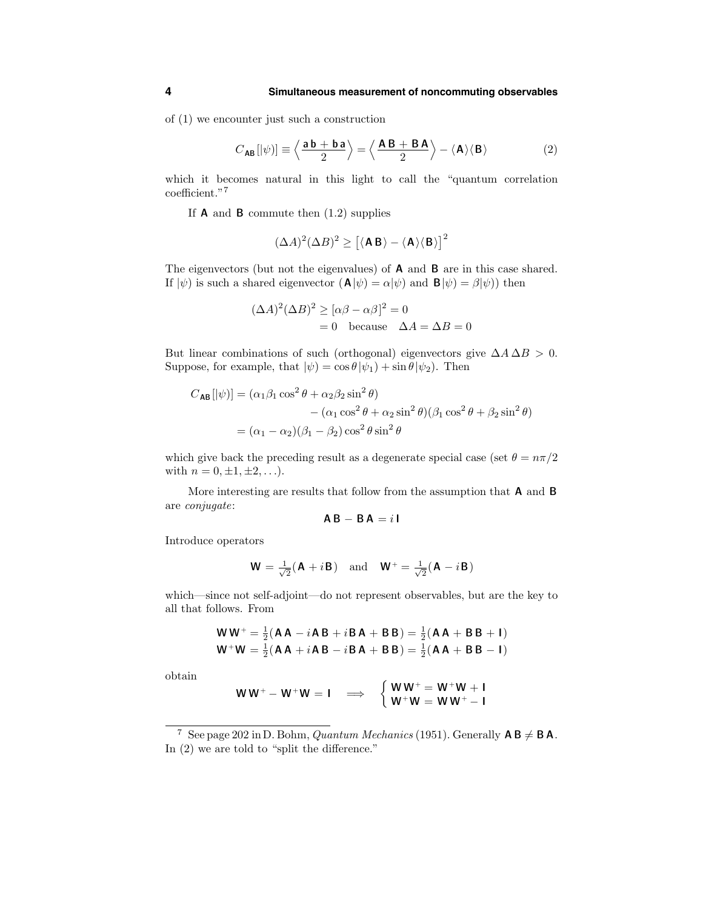of (1) we encounter just such a construction

$$C_{\mathbf{AB}}[|\psi)] \equiv \Big\langle \frac{\mathbf{a}\,\mathbf{b} + \mathbf{b}\,\mathbf{a}}{2} \Big\rangle = \Big\langle \frac{\mathbf{A}\,\mathbf{B} + \mathbf{B}\,\mathbf{A}}{2} \Big\rangle - \langle \mathbf{A} \rangle \langle \mathbf{B} \rangle \tag{2}$$

which it becomes natural in this light to call the "quantum correlation coefficient."[7]

If $\mathbf{A}$ and $\mathbf{B}$ commute then (1.2) supplies

$$(\Delta A)^2 (\Delta B)^2 \geq \big[ \langle \mathbf{A}\,\mathbf{B} \rangle - \langle \mathbf{A} \rangle \langle \mathbf{B} \rangle \big]^2$$

The eigenvectors (but not the eigenvalues) of $\mathbf{A}$ and $\mathbf{B}$ are in this case shared. If $|\psi)$ is such a shared eigenvector ($\mathbf{A}|\psi) = \alpha|\psi)$ and $\mathbf{B}|\psi) = \beta|\psi)$) then

$$\begin{aligned}
(\Delta A)^2 (\Delta B)^2 &\geq [\alpha\beta - \alpha\beta]^2 = 0 \\
&= 0 \quad \text{because} \quad \Delta A = \Delta B = 0
\end{aligned}$$

But linear combinations of such (orthogonal) eigenvectors give $\Delta A\, \Delta B > 0$. Suppose, for example, that $|\psi) = \cos\theta\, |\psi_1) + \sin\theta\, |\psi_2)$. Then

$$\begin{aligned}
C_{\mathbf{AB}}[|\psi)] &= (\alpha_1 \beta_1 \cos^2\theta + \alpha_2 \beta_2 \sin^2\theta) \\
&\qquad\qquad - (\alpha_1 \cos^2\theta + \alpha_2 \sin^2\theta)(\beta_1 \cos^2\theta + \beta_2 \sin^2\theta) \\
&= (\alpha_1 - \alpha_2)(\beta_1 - \beta_2) \cos^2\theta \sin^2\theta
\end{aligned}$$

which give back the preceding result as a degenerate special case (set $\theta = n\pi/2$ with $n = 0, \pm 1, \pm 2, \ldots$).

More interesting are results that follow from the assumption that $\mathbf{A}$ and $\mathbf{B}$ are *conjugate*:

$$\mathbf{A}\,\mathbf{B} - \mathbf{B}\,\mathbf{A} = i\,\mathbf{I}$$

Introduce operators

$$\mathbf{W} = \tfrac{1}{\sqrt{2}}(\mathbf{A} + i\mathbf{B}) \quad \text{and} \quad \mathbf{W}^+ = \tfrac{1}{\sqrt{2}}(\mathbf{A} - i\mathbf{B})$$

which—since not self-adjoint—do not represent observables, but are the key to all that follows. From

$$\begin{aligned}
\mathbf{W}\,\mathbf{W}^+ &= \tfrac{1}{2}(\mathbf{A}\,\mathbf{A} - i\mathbf{A}\,\mathbf{B} + i\mathbf{B}\,\mathbf{A} + \mathbf{B}\,\mathbf{B}) = \tfrac{1}{2}(\mathbf{A}\,\mathbf{A} + \mathbf{B}\,\mathbf{B} + \mathbf{I}) \\
\mathbf{W}^+\mathbf{W} &= \tfrac{1}{2}(\mathbf{A}\,\mathbf{A} + i\mathbf{A}\,\mathbf{B} - i\mathbf{B}\,\mathbf{A} + \mathbf{B}\,\mathbf{B}) = \tfrac{1}{2}(\mathbf{A}\,\mathbf{A} + \mathbf{B}\,\mathbf{B} - \mathbf{I})
\end{aligned}$$

obtain

$$\mathbf{W}\,\mathbf{W}^+ - \mathbf{W}^+\mathbf{W} = \mathbf{I} \quad \Longrightarrow \quad \begin{cases} \mathbf{W}\,\mathbf{W}^+ = \mathbf{W}^+\mathbf{W} + \mathbf{I} \\ \mathbf{W}^+\mathbf{W} = \mathbf{W}\,\mathbf{W}^+ - \mathbf{I} \end{cases}$$

---

[7] See page 202 in D. Bohm, *Quantum Mechanics* (1951). Generally $\mathbf{A}\,\mathbf{B} \neq \mathbf{B}\,\mathbf{A}$. In (2) we are told to "split the difference."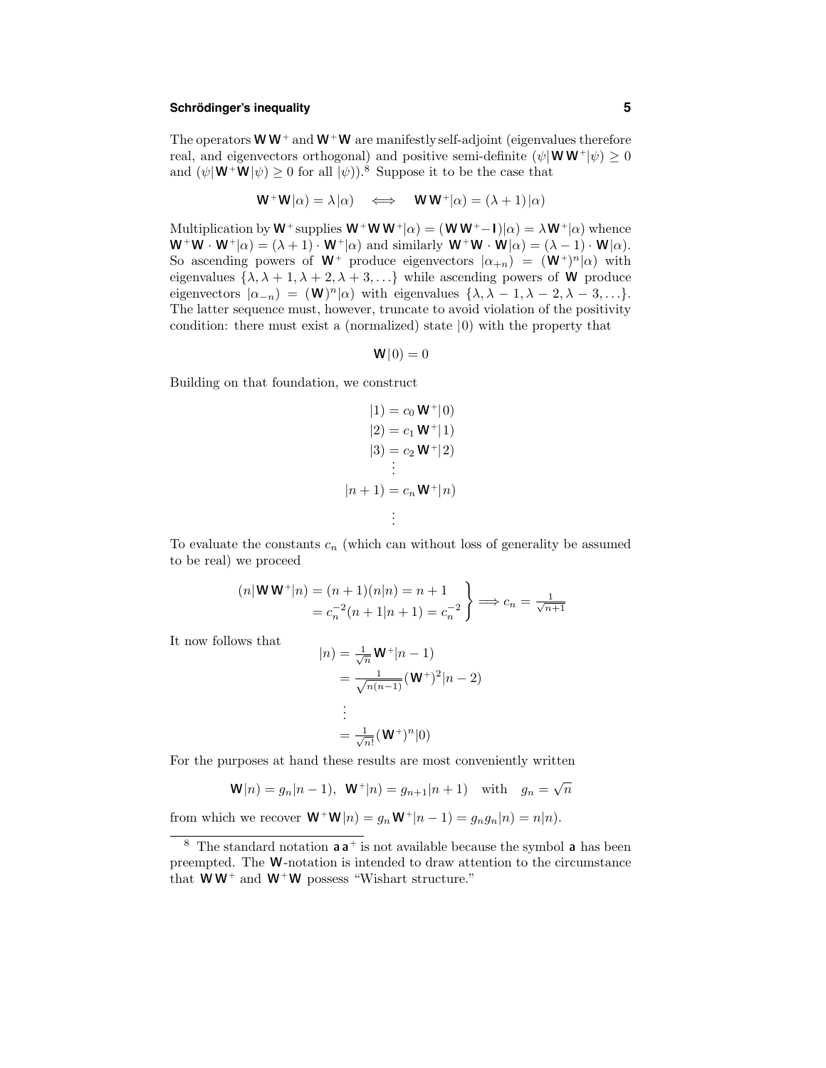The operators $\mathsf{W}\,\mathsf{W}^+$ and $\mathsf{W}^+\mathsf{W}$ are manifestly self-adjoint (eigenvalues therefore real, and eigenvectors orthogonal) and positive semi-definite $(\psi|\mathsf{W}\,\mathsf{W}^+|\psi) \geq 0$ and $(\psi|\mathsf{W}^+\mathsf{W}|\psi) \geq 0$ for all $|\psi)$).[8] Suppose it to be the case that

$$\mathsf{W}^+\mathsf{W}|\alpha) = \lambda|\alpha) \quad \Longleftrightarrow \quad \mathsf{W}\,\mathsf{W}^+|\alpha) = (\lambda+1)\,|\alpha)$$

Multiplication by $\mathsf{W}^+$ supplies $\mathsf{W}^+\mathsf{W}\,\mathsf{W}^+|\alpha) = (\mathsf{W}\,\mathsf{W}^+ - \mathsf{I})|\alpha) = \lambda\mathsf{W}^+|\alpha)$ whence $\mathsf{W}^+\mathsf{W}\cdot\mathsf{W}^+|\alpha) = (\lambda+1)\cdot\mathsf{W}^+|\alpha)$ and similarly $\mathsf{W}^+\mathsf{W}\cdot\mathsf{W}|\alpha) = (\lambda-1)\cdot\mathsf{W}|\alpha)$. So ascending powers of $\mathsf{W}^+$ produce eigenvectors $|\alpha_{+n}) = (\mathsf{W}^+)^n|\alpha)$ with eigenvalues $\{\lambda, \lambda+1, \lambda+2, \lambda+3, \ldots\}$ while ascending powers of $\mathsf{W}$ produce eigenvectors $|\alpha_{-n}) = (\mathsf{W})^n|\alpha)$ with eigenvalues $\{\lambda, \lambda-1, \lambda-2, \lambda-3, \ldots\}$. The latter sequence must, however, truncate to avoid violation of the positivity condition: there must exist a (normalized) state $|0)$ with the property that

$$\mathsf{W}|0) = 0$$

Building on that foundation, we construct

$$\begin{aligned}
|1) &= c_0\,\mathsf{W}^+|0)\\
|2) &= c_1\,\mathsf{W}^+|1)\\
|3) &= c_2\,\mathsf{W}^+|2)\\
&\;\vdots\\
|n+1) &= c_n\,\mathsf{W}^+|n)\\
&\;\vdots
\end{aligned}$$

To evaluate the constants $c_n$ (which can without loss of generality be assumed to be real) we proceed

$$\left.\begin{aligned}
(n|\mathsf{W}\,\mathsf{W}^+|n) &= (n+1)(n|n) = n+1\\
&= c_n^{-2}(n+1|n+1) = c_n^{-2}
\end{aligned}\right\} \Longrightarrow c_n = \tfrac{1}{\sqrt{n+1}}$$

It now follows that

$$\begin{aligned}
|n) &= \tfrac{1}{\sqrt{n}}\,\mathsf{W}^+|n-1)\\
&= \tfrac{1}{\sqrt{n(n-1)}}(\mathsf{W}^+)^2|n-2)\\
&\;\vdots\\
&= \tfrac{1}{\sqrt{n!}}(\mathsf{W}^+)^n|0)
\end{aligned}$$

For the purposes at hand these results are most conveniently written

$$\mathsf{W}|n) = g_n|n-1),\;\; \mathsf{W}^+|n) = g_{n+1}|n+1) \quad \text{with} \quad g_n = \sqrt{n}$$

from which we recover $\mathsf{W}^+\mathsf{W}|n) = g_n\,\mathsf{W}^+|n-1) = g_n g_n|n) = n|n)$.

---

[8] The standard notation $\mathsf{a}\,\mathsf{a}^+$ is not available because the symbol $\mathsf{a}$ has been preempted. The $\mathsf{W}$-notation is intended to draw attention to the circumstance that $\mathsf{W}\,\mathsf{W}^+$ and $\mathsf{W}^+\mathsf{W}$ possess "Wishart structure."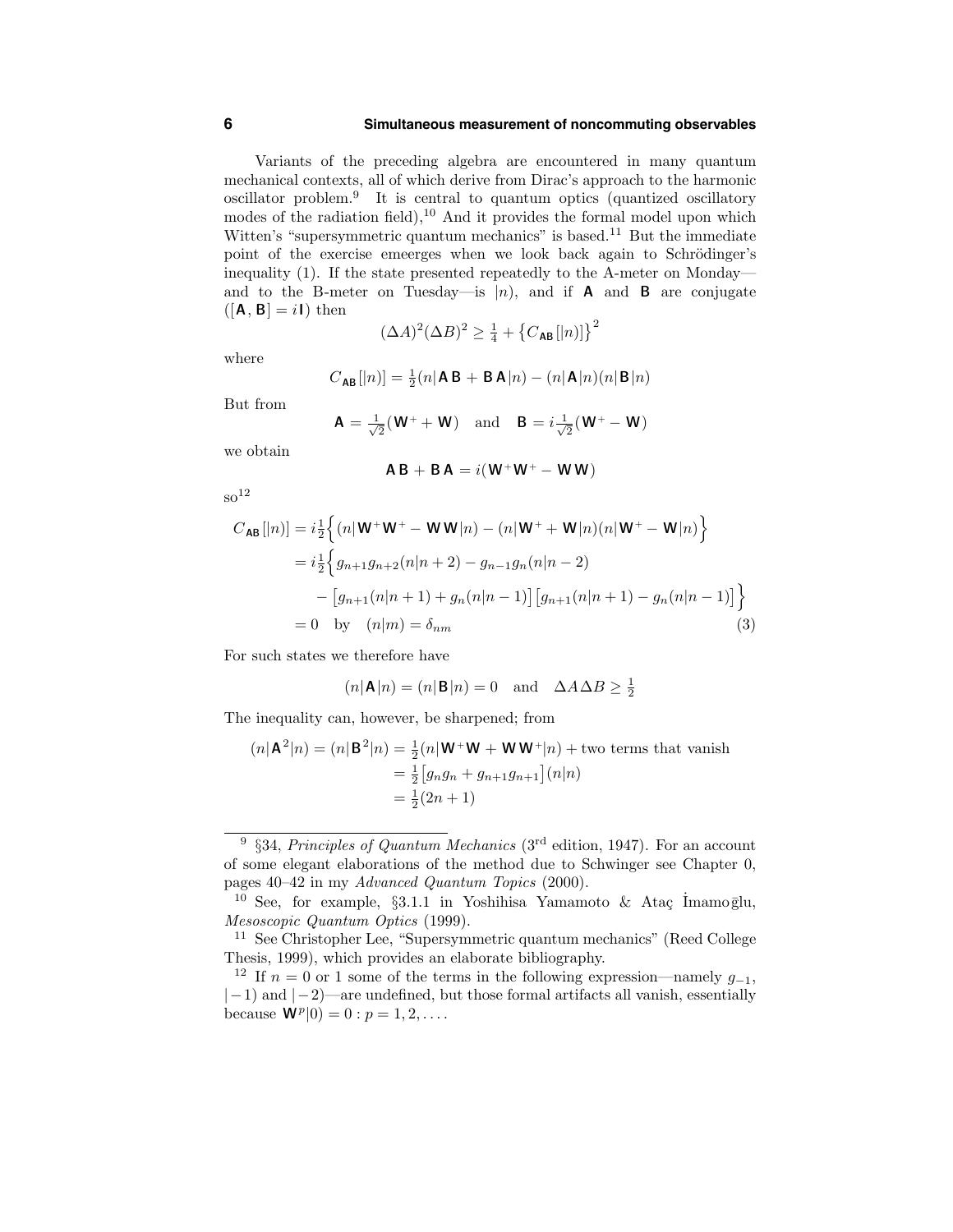Variants of the preceding algebra are encountered in many quantum mechanical contexts, all of which derive from Dirac's approach to the harmonic oscillator problem.[9] It is central to quantum optics (quantized oscillatory modes of the radiation field),[10] And it provides the formal model upon which Witten's "supersymmetric quantum mechanics" is based.[11] But the immediate point of the exercise emeerges when we look back again to Schrödinger's inequality (1). If the state presented repeatedly to the A-meter on Monday—and to the B-meter on Tuesday—is $|n)$, and if $\mathsf{A}$ and $\mathsf{B}$ are conjugate ($[\mathsf{A}, \mathsf{B}] = i\,\mathsf{I}$) then

$$(\Delta A)^2(\Delta B)^2 \geq \tfrac{1}{4} + \big\{C_{\mathsf{AB}}[|n)]\big\}^2$$

where

$$C_{\mathsf{AB}}[|n)] = \tfrac{1}{2}(n|\,\mathsf{A}\,\mathsf{B} + \mathsf{B}\,\mathsf{A}\,|n) - (n|\mathsf{A}|n)(n|\mathsf{B}|n)$$

But from

$$\mathsf{A} = \tfrac{1}{\sqrt{2}}(\mathsf{W}^+ + \mathsf{W}) \quad \text{and} \quad \mathsf{B} = i\tfrac{1}{\sqrt{2}}(\mathsf{W}^+ - \mathsf{W})$$

we obtain

$$\mathsf{A}\,\mathsf{B} + \mathsf{B}\,\mathsf{A} = i(\mathsf{W}^+\mathsf{W}^+ - \mathsf{W}\,\mathsf{W})$$

so[12]

$$\begin{aligned}
C_{\mathsf{AB}}[|n)] &= i\tfrac{1}{2}\Big\{(n|\,\mathsf{W}^+\mathsf{W}^+ - \mathsf{W}\,\mathsf{W}|n) - (n|\,\mathsf{W}^+ + \mathsf{W}|n)(n|\,\mathsf{W}^+ - \mathsf{W}|n)\Big\}\\
&= i\tfrac{1}{2}\Big\{g_{n+1}g_{n+2}(n|n+2) - g_{n-1}g_n(n|n-2)\\
&\qquad - \big[g_{n+1}(n|n+1) + g_n(n|n-1)\big]\big[g_{n+1}(n|n+1) - g_n(n|n-1)\big]\Big\}\\
&= 0 \quad \text{by} \quad (n|m) = \delta_{nm}
\end{aligned} \tag{3}$$

For such states we therefore have

$$(n|\mathsf{A}|n) = (n|\mathsf{B}|n) = 0 \quad \text{and} \quad \Delta A\,\Delta B \geq \tfrac{1}{2}$$

The inequality can, however, be sharpened; from

$$\begin{aligned}
(n|\mathsf{A}^2|n) = (n|\mathsf{B}^2|n) &= \tfrac{1}{2}(n|\,\mathsf{W}^+\mathsf{W} + \mathsf{W}\,\mathsf{W}^+|n) + \text{two terms that vanish}\\
&= \tfrac{1}{2}\big[g_ng_n + g_{n+1}g_{n+1}\big](n|n)\\
&= \tfrac{1}{2}(2n+1)
\end{aligned}$$

---

[9] §34, *Principles of Quantum Mechanics* (3rd edition, 1947). For an account of some elegant elaborations of the method due to Schwinger see Chapter 0, pages 40–42 in my *Advanced Quantum Topics* (2000).

[10] See, for example, §3.1.1 in Yoshihisa Yamamoto & Ataç İmamoğlu, *Mesoscopic Quantum Optics* (1999).

[11] See Christopher Lee, "Supersymmetric quantum mechanics" (Reed College Thesis, 1999), which provides an elaborate bibliography.

[12] If $n = 0$ or $1$ some of the terms in the following expression—namely $g_{-1}$, $|-1)$ and $|-2)$—are undefined, but those formal artifacts all vanish, essentially because $\mathsf{W}^p|0) = 0 : p = 1, 2, \ldots$.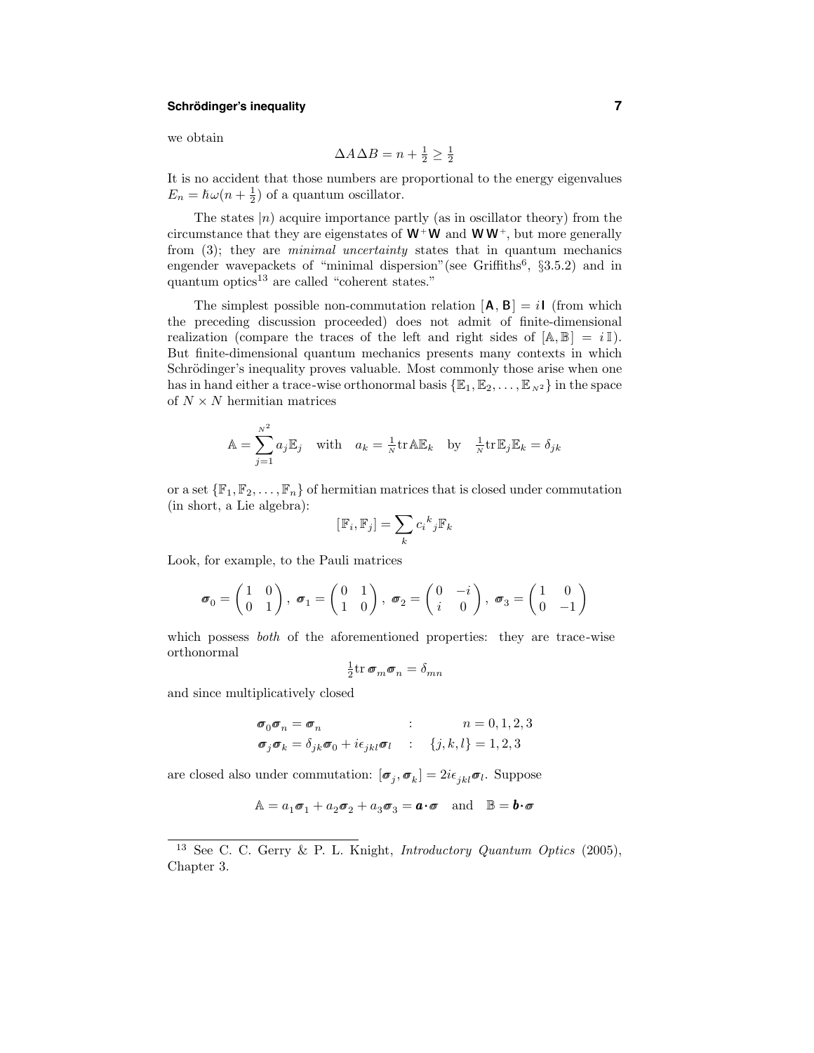we obtain

$$\Delta A \Delta B = n + \tfrac{1}{2} \geq \tfrac{1}{2}$$

It is no accident that those numbers are proportional to the energy eigenvalues $E_n = \hbar\omega(n + \frac{1}{2})$ of a quantum oscillator.

The states $|n)$ acquire importance partly (as in oscillator theory) from the circumstance that they are eigenstates of $\mathbf{W}^+\mathbf{W}$ and $\mathbf{W}\mathbf{W}^+$, but more generally from (3); they are *minimal uncertainty* states that in quantum mechanics engender wavepackets of "minimal dispersion"(see Griffiths[6], §3.5.2) and in quantum optics[13] are called "coherent states."

The simplest possible non-commutation relation $[\mathbf{A}, \mathbf{B}] = i\mathbf{I}$ (from which the preceding discussion proceeded) does not admit of finite-dimensional realization (compare the traces of the left and right sides of $[\mathbb{A}, \mathbb{B}] = i\,\mathbb{I}$). But finite-dimensional quantum mechanics presents many contexts in which Schrödinger's inequality proves valuable. Most commonly those arise when one has in hand either a trace-wise orthonormal basis $\{\mathbb{E}_1, \mathbb{E}_2, \ldots, \mathbb{E}_{N^2}\}$ in the space of $N \times N$ hermitian matrices

$$\mathbb{A} = \sum_{j=1}^{N^2} a_j \mathbb{E}_j \quad \text{with} \quad a_k = \tfrac{1}{N}\text{tr}\,\mathbb{A}\mathbb{E}_k \quad \text{by} \quad \tfrac{1}{N}\text{tr}\,\mathbb{E}_j\mathbb{E}_k = \delta_{jk}$$

or a set $\{\mathbb{F}_1, \mathbb{F}_2, \ldots, \mathbb{F}_n\}$ of hermitian matrices that is closed under commutation (in short, a Lie algebra):

$$[\mathbb{F}_i, \mathbb{F}_j] = \sum_k c_i{}^k{}_j \mathbb{F}_k$$

Look, for example, to the Pauli matrices

$$\boldsymbol{\sigma}_0 = \begin{pmatrix} 1 & 0 \\ 0 & 1 \end{pmatrix},\; \boldsymbol{\sigma}_1 = \begin{pmatrix} 0 & 1 \\ 1 & 0 \end{pmatrix},\; \boldsymbol{\sigma}_2 = \begin{pmatrix} 0 & -i \\ i & 0 \end{pmatrix},\; \boldsymbol{\sigma}_3 = \begin{pmatrix} 1 & 0 \\ 0 & -1 \end{pmatrix}$$

which possess *both* of the aforementioned properties: they are trace-wise orthonormal

$$\tfrac{1}{2}\text{tr}\,\boldsymbol{\sigma}_m\boldsymbol{\sigma}_n = \delta_{mn}$$

and since multiplicatively closed

$$\begin{aligned} \boldsymbol{\sigma}_0\boldsymbol{\sigma}_n &= \boldsymbol{\sigma}_n & &: \quad n = 0, 1, 2, 3 \\ \boldsymbol{\sigma}_j\boldsymbol{\sigma}_k &= \delta_{jk}\boldsymbol{\sigma}_0 + i\epsilon_{jkl}\boldsymbol{\sigma}_l & &: \quad \{j, k, l\} = 1, 2, 3 \end{aligned}$$

are closed also under commutation: $[\boldsymbol{\sigma}_j, \boldsymbol{\sigma}_k] = 2i\epsilon_{jkl}\boldsymbol{\sigma}_l$. Suppose

$$\mathbb{A} = a_1\boldsymbol{\sigma}_1 + a_2\boldsymbol{\sigma}_2 + a_3\boldsymbol{\sigma}_3 = \boldsymbol{a}\boldsymbol{\cdot}\boldsymbol{\sigma} \quad \text{and} \quad \mathbb{B} = \boldsymbol{b}\boldsymbol{\cdot}\boldsymbol{\sigma}$$

---

[13] See C. C. Gerry & P. L. Knight, *Introductory Quantum Optics* (2005), Chapter 3.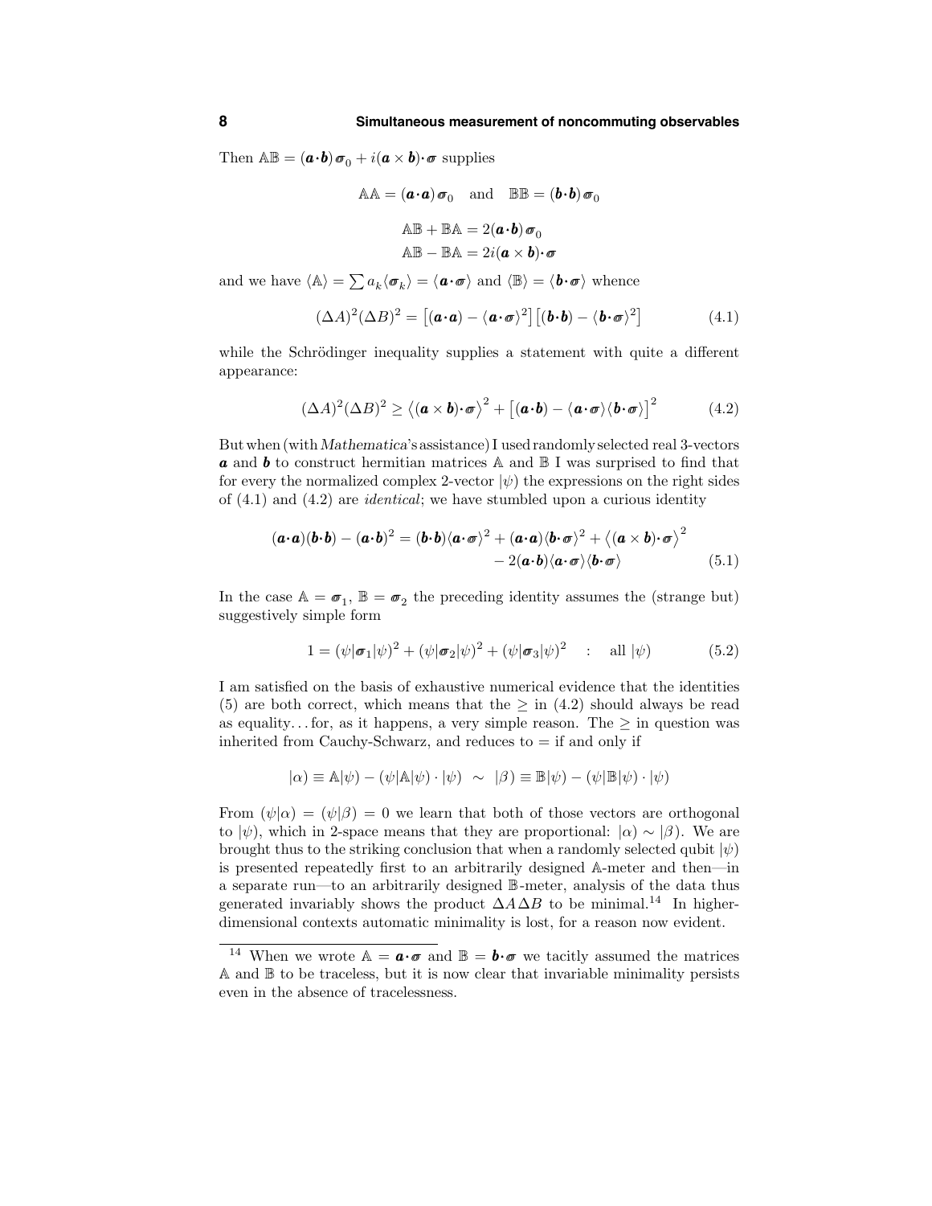Then $\mathbb{A}\mathbb{B} = (\boldsymbol{a}\cdot\boldsymbol{b})\,\boldsymbol{\sigma}_0 + i(\boldsymbol{a}\times\boldsymbol{b})\cdot\boldsymbol{\sigma}$ supplies

$$\mathbb{A}\mathbb{A} = (\boldsymbol{a}\cdot\boldsymbol{a})\,\boldsymbol{\sigma}_0 \quad \text{and} \quad \mathbb{B}\mathbb{B} = (\boldsymbol{b}\cdot\boldsymbol{b})\,\boldsymbol{\sigma}_0$$

$$\mathbb{A}\mathbb{B} + \mathbb{B}\mathbb{A} = 2(\boldsymbol{a}\cdot\boldsymbol{b})\,\boldsymbol{\sigma}_0$$
$$\mathbb{A}\mathbb{B} - \mathbb{B}\mathbb{A} = 2i(\boldsymbol{a}\times\boldsymbol{b})\cdot\boldsymbol{\sigma}$$

and we have $\langle\mathbb{A}\rangle = \sum a_k\langle\boldsymbol{\sigma}_k\rangle = \langle\boldsymbol{a}\cdot\boldsymbol{\sigma}\rangle$ and $\langle\mathbb{B}\rangle = \langle\boldsymbol{b}\cdot\boldsymbol{\sigma}\rangle$ whence

$$(\Delta A)^2(\Delta B)^2 = \big[(\boldsymbol{a}\cdot\boldsymbol{a}) - \langle\boldsymbol{a}\cdot\boldsymbol{\sigma}\rangle^2\big]\big[(\boldsymbol{b}\cdot\boldsymbol{b}) - \langle\boldsymbol{b}\cdot\boldsymbol{\sigma}\rangle^2\big] \tag{4.1}$$

while the Schrödinger inequality supplies a statement with quite a different appearance:

$$(\Delta A)^2(\Delta B)^2 \geq \big\langle(\boldsymbol{a}\times\boldsymbol{b})\cdot\boldsymbol{\sigma}\big\rangle^2 + \big[(\boldsymbol{a}\cdot\boldsymbol{b}) - \langle\boldsymbol{a}\cdot\boldsymbol{\sigma}\rangle\langle\boldsymbol{b}\cdot\boldsymbol{\sigma}\rangle\big]^2 \tag{4.2}$$

But when (with *Mathematica*'s assistance) I used randomly selected real 3-vectors $\boldsymbol{a}$ and $\boldsymbol{b}$ to construct hermitian matrices $\mathbb{A}$ and $\mathbb{B}$ I was surprised to find that for every the normalized complex 2-vector $|\psi)$ the expressions on the right sides of (4.1) and (4.2) are *identical*; we have stumbled upon a curious identity

$$\begin{aligned}(\boldsymbol{a}\cdot\boldsymbol{a})(\boldsymbol{b}\cdot\boldsymbol{b}) - (\boldsymbol{a}\cdot\boldsymbol{b})^2 = (\boldsymbol{b}\cdot\boldsymbol{b})\langle\boldsymbol{a}\cdot\boldsymbol{\sigma}\rangle^2 + (\boldsymbol{a}\cdot\boldsymbol{a})\langle\boldsymbol{b}\cdot\boldsymbol{\sigma}\rangle^2 + \big\langle(\boldsymbol{a}\times\boldsymbol{b})\cdot\boldsymbol{\sigma}\big\rangle^2 \\ - 2(\boldsymbol{a}\cdot\boldsymbol{b})\langle\boldsymbol{a}\cdot\boldsymbol{\sigma}\rangle\langle\boldsymbol{b}\cdot\boldsymbol{\sigma}\rangle\end{aligned} \tag{5.1}$$

In the case $\mathbb{A} = \boldsymbol{\sigma}_1$, $\mathbb{B} = \boldsymbol{\sigma}_2$ the preceding identity assumes the (strange but) suggestively simple form

$$1 = (\psi|\boldsymbol{\sigma}_1|\psi)^2 + (\psi|\boldsymbol{\sigma}_2|\psi)^2 + (\psi|\boldsymbol{\sigma}_3|\psi)^2 \quad : \quad \text{all } |\psi) \tag{5.2}$$

I am satisfied on the basis of exhaustive numerical evidence that the identities (5) are both correct, which means that the $\geq$ in (4.2) should always be read as equality... for, as it happens, a very simple reason. The $\geq$ in question was inherited from Cauchy-Schwarz, and reduces to $=$ if and only if

$$|\alpha) \equiv \mathbb{A}|\psi) - (\psi|\mathbb{A}|\psi)\cdot|\psi) \;\sim\; |\beta) \equiv \mathbb{B}|\psi) - (\psi|\mathbb{B}|\psi)\cdot|\psi)$$

From $(\psi|\alpha) = (\psi|\beta) = 0$ we learn that both of those vectors are orthogonal to $|\psi)$, which in 2-space means that they are proportional: $|\alpha) \sim |\beta)$. We are brought thus to the striking conclusion that when a randomly selected qubit $|\psi)$ is presented repeatedly first to an arbitrarily designed $\mathbb{A}$-meter and then—in a separate run—to an arbitrarily designed $\mathbb{B}$-meter, analysis of the data thus generated invariably shows the product $\Delta A\,\Delta B$ to be minimal.[14] In higher-dimensional contexts automatic minimality is lost, for a reason now evident.

[14] When we wrote $\mathbb{A} = \boldsymbol{a}\cdot\boldsymbol{\sigma}$ and $\mathbb{B} = \boldsymbol{b}\cdot\boldsymbol{\sigma}$ we tacitly assumed the matrices $\mathbb{A}$ and $\mathbb{B}$ to be traceless, but it is now clear that invariable minimality persists even in the absence of tracelessness.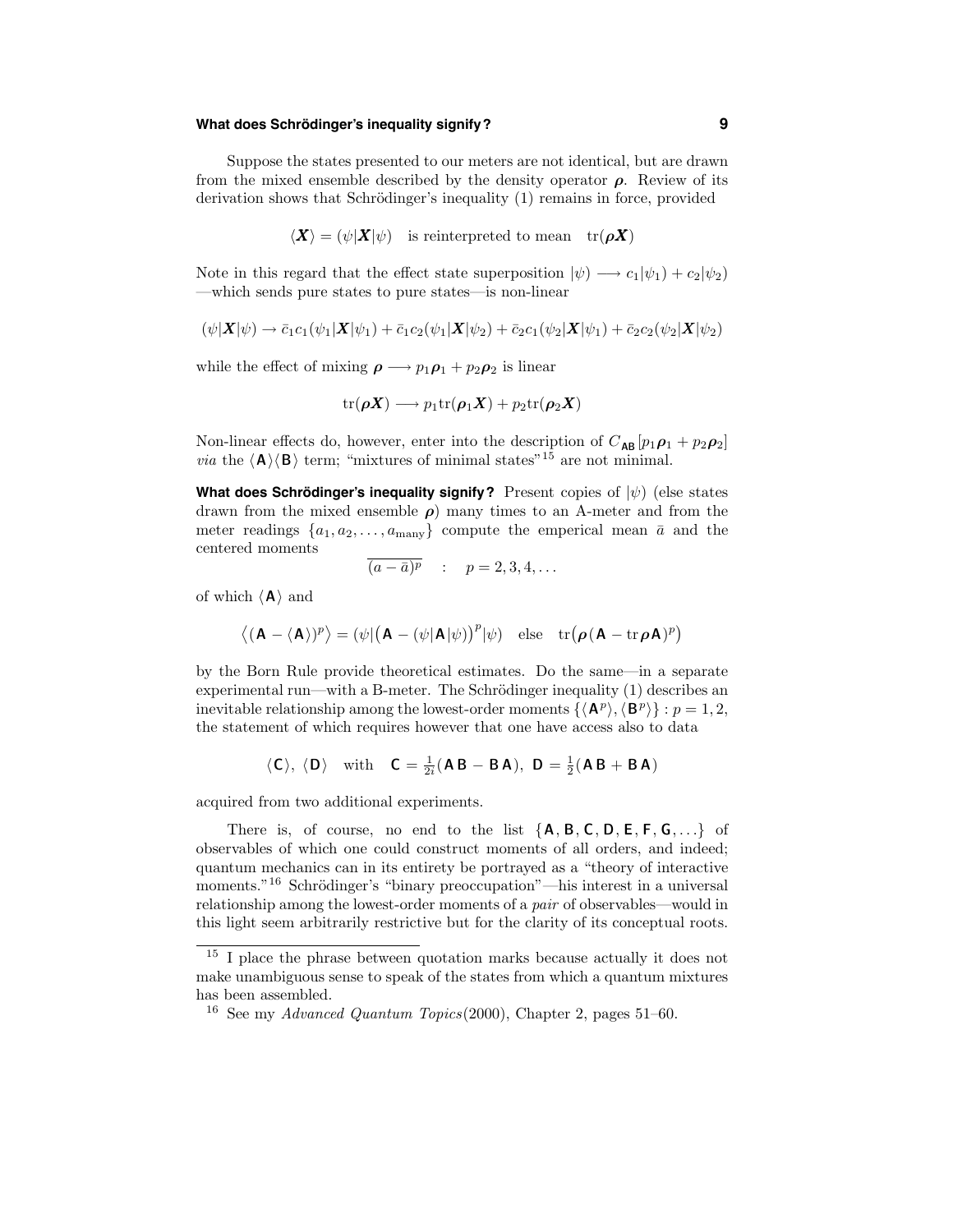Suppose the states presented to our meters are not identical, but are drawn from the mixed ensemble described by the density operator $\boldsymbol{\rho}$. Review of its derivation shows that Schrödinger's inequality (1) remains in force, provided

$$\langle \boldsymbol{X}\rangle = (\psi|\boldsymbol{X}|\psi) \quad \text{is reinterpreted to mean} \quad \text{tr}(\boldsymbol{\rho}\boldsymbol{X})$$

Note in this regard that the effect state superposition $|\psi) \longrightarrow c_1|\psi_1) + c_2|\psi_2)$ —which sends pure states to pure states—is non-linear

$$(\psi|\boldsymbol{X}|\psi) \to \bar{c}_1 c_1(\psi_1|\boldsymbol{X}|\psi_1) + \bar{c}_1 c_2(\psi_1|\boldsymbol{X}|\psi_2) + \bar{c}_2 c_1(\psi_2|\boldsymbol{X}|\psi_1) + \bar{c}_2 c_2(\psi_2|\boldsymbol{X}|\psi_2)$$

while the effect of mixing $\boldsymbol{\rho} \longrightarrow p_1\boldsymbol{\rho}_1 + p_2\boldsymbol{\rho}_2$ is linear

$$\text{tr}(\boldsymbol{\rho}\boldsymbol{X}) \longrightarrow p_1\text{tr}(\boldsymbol{\rho}_1\boldsymbol{X}) + p_2\text{tr}(\boldsymbol{\rho}_2\boldsymbol{X})$$

Non-linear effects do, however, enter into the description of $C_{\mathsf{AB}}[p_1\boldsymbol{\rho}_1 + p_2\boldsymbol{\rho}_2]$ *via* the $\langle \mathsf{A}\rangle\langle \mathsf{B}\rangle$ term; "mixtures of minimal states"[15] are not minimal.

**What does Schrödinger's inequality signify?** Present copies of $|\psi)$ (else states drawn from the mixed ensemble $\boldsymbol{\rho}$) many times to an A-meter and from the meter readings $\{a_1, a_2, \ldots, a_{\text{many}}\}$ compute the emperical mean $\bar{a}$ and the centered moments

$$\overline{(a-\bar{a})^p} \quad : \quad p = 2, 3, 4, \ldots$$

of which $\langle \mathsf{A}\rangle$ and

$$\big\langle(\mathsf{A} - \langle \mathsf{A}\rangle)^p\big\rangle = (\psi|\big(\mathsf{A} - (\psi|\mathsf{A}|\psi)\big)^p|\psi) \quad \text{else} \quad \text{tr}\big(\boldsymbol{\rho}\,(\mathsf{A} - \text{tr}\,\boldsymbol{\rho}\,\mathsf{A})^p\big)$$

by the Born Rule provide theoretical estimates. Do the same—in a separate experimental run—with a B-meter. The Schrödinger inequality (1) describes an inevitable relationship among the lowest-order moments $\{\langle \mathsf{A}^p\rangle, \langle \mathsf{B}^p\rangle\} : p = 1, 2$, the statement of which requires however that one have access also to data

$$\langle \mathsf{C}\rangle,\ \langle \mathsf{D}\rangle \quad \text{with} \quad \mathsf{C} = \tfrac{1}{2i}(\mathsf{A}\,\mathsf{B} - \mathsf{B}\,\mathsf{A}),\ \mathsf{D} = \tfrac{1}{2}(\mathsf{A}\,\mathsf{B} + \mathsf{B}\,\mathsf{A})$$

acquired from two additional experiments.

There is, of course, no end to the list $\{\mathsf{A}, \mathsf{B}, \mathsf{C}, \mathsf{D}, \mathsf{E}, \mathsf{F}, \mathsf{G}, \ldots\}$ of observables of which one could construct moments of all orders, and indeed; quantum mechanics can in its entirety be portrayed as a "theory of interactive moments."[16] Schrödinger's "binary preoccupation"—his interest in a universal relationship among the lowest-order moments of a *pair* of observables—would in this light seem arbitrarily restrictive but for the clarity of its conceptual roots.

---

[15] I place the phrase between quotation marks because actually it does not make unambiguous sense to speak of the states from which a quantum mixtures has been assembled.

[16] See my *Advanced Quantum Topics*(2000), Chapter 2, pages 51–60.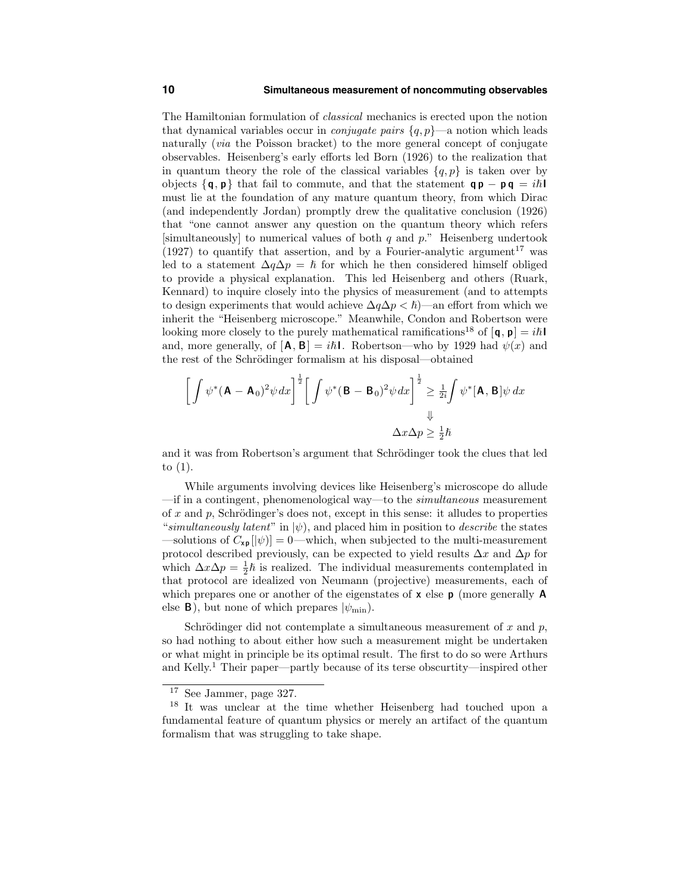The Hamiltonian formulation of *classical* mechanics is erected upon the notion that dynamical variables occur in *conjugate pairs* $\{q, p\}$—a notion which leads naturally (*via* the Poisson bracket) to the more general concept of conjugate observables. Heisenberg's early efforts led Born (1926) to the realization that in quantum theory the role of the classical variables $\{q, p\}$ is taken over by objects $\{\mathbf{q}, \mathbf{p}\}$ that fail to commute, and that the statement $\mathbf{q}\,\mathbf{p} - \mathbf{p}\,\mathbf{q} = i\hbar\mathbf{I}$ must lie at the foundation of any mature quantum theory, from which Dirac (and independently Jordan) promptly drew the qualitative conclusion (1926) that "one cannot answer any question on the quantum theory which refers [simultaneously] to numerical values of both $q$ and $p$." Heisenberg undertook (1927) to quantify that assertion, and by a Fourier-analytic argument[17] was led to a statement $\Delta q \Delta p = \hbar$ for which he then considered himself obliged to provide a physical explanation. This led Heisenberg and others (Ruark, Kennard) to inquire closely into the physics of measurement (and to attempts to design experiments that would achieve $\Delta q \Delta p < \hbar$)—an effort from which we inherit the "Heisenberg microscope." Meanwhile, Condon and Robertson were looking more closely to the purely mathematical ramifications[18] of $[\mathbf{q}, \mathbf{p}] = i\hbar\mathbf{I}$ and, more generally, of $[\mathbf{A}, \mathbf{B}] = i\hbar\mathbf{I}$. Robertson—who by 1929 had $\psi(x)$ and the rest of the Schrödinger formalism at his disposal—obtained

$$\left[\int \psi^*(\mathbf{A} - \mathbf{A}_0)^2 \psi\, dx\right]^{\frac{1}{2}} \left[\int \psi^*(\mathbf{B} - \mathbf{B}_0)^2 \psi\, dx\right]^{\frac{1}{2}} \geq \tfrac{1}{2i}\int \psi^*[\mathbf{A}, \mathbf{B}]\psi\, dx$$

$$\Downarrow$$

$$\Delta x \Delta p \geq \tfrac{1}{2}\hbar$$

and it was from Robertson's argument that Schrödinger took the clues that led to (1).

While arguments involving devices like Heisenberg's microscope do allude —if in a contingent, phenomenological way—to the *simultaneous* measurement of $x$ and $p$, Schrödinger's does not, except in this sense: it alludes to properties "*simultaneously latent*" in $|\psi)$, and placed him in position to *describe* the states —solutions of $C_{\mathbf{xp}}[|\psi)] = 0$—which, when subjected to the multi-measurement protocol described previously, can be expected to yield results $\Delta x$ and $\Delta p$ for which $\Delta x \Delta p = \frac{1}{2}\hbar$ is realized. The individual measurements contemplated in that protocol are idealized von Neumann (projective) measurements, each of which prepares one or another of the eigenstates of $\mathbf{x}$ else $\mathbf{p}$ (more generally $\mathbf{A}$ else $\mathbf{B}$), but none of which prepares $|\psi_{\min})$.

Schrödinger did not contemplate a simultaneous measurement of $x$ and $p$, so had nothing to about either how such a measurement might be undertaken or what might in principle be its optimal result. The first to do so were Arthurs and Kelly.[1] Their paper—partly because of its terse obscurtity—inspired other

---

[17] See Jammer, page 327.

[18] It was unclear at the time whether Heisenberg had touched upon a fundamental feature of quantum physics or merely an artifact of the quantum formalism that was struggling to take shape.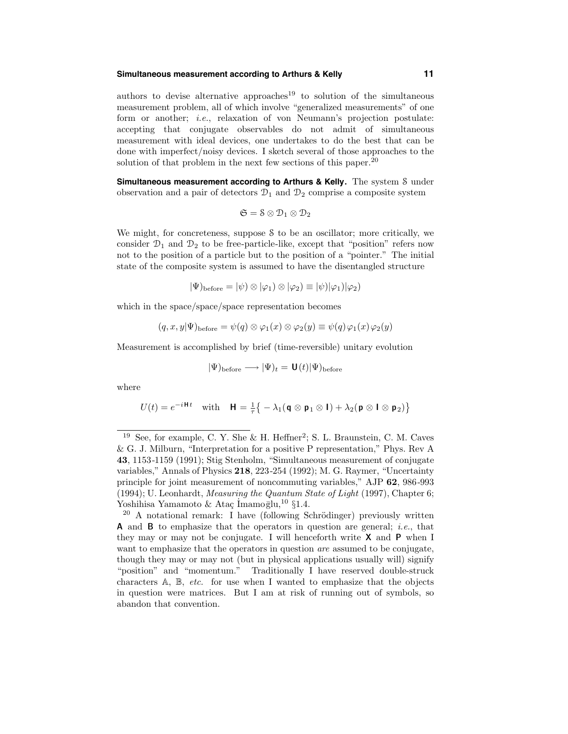authors to devise alternative approaches[19] to solution of the simultaneous measurement problem, all of which involve "generalized measurements" of one form or another; *i.e.*, relaxation of von Neumann's projection postulate: accepting that conjugate observables do not admit of simultaneous measurement with ideal devices, one undertakes to do the best that can be done with imperfect/noisy devices. I sketch several of those approaches to the solution of that problem in the next few sections of this paper.[20]

**Simultaneous measurement according to Arthurs & Kelly.** The system $\mathcal{S}$ under observation and a pair of detectors $\mathcal{D}_1$ and $\mathcal{D}_2$ comprise a composite system

$$\mathfrak{S} = \mathcal{S} \otimes \mathcal{D}_1 \otimes \mathcal{D}_2$$

We might, for concreteness, suppose $\mathcal{S}$ to be an oscillator; more critically, we consider $\mathcal{D}_1$ and $\mathcal{D}_2$ to be free-particle-like, except that "position" refers now not to the position of a particle but to the position of a "pointer." The initial state of the composite system is assumed to have the disentangled structure

$$|\Psi)_{\text{before}} = |\psi) \otimes |\varphi_1) \otimes |\varphi_2) \equiv |\psi)|\varphi_1)|\varphi_2)$$

which in the space/space/space representation becomes

$$(q, x, y|\Psi)_{\text{before}} = \psi(q) \otimes \varphi_1(x) \otimes \varphi_2(y) \equiv \psi(q)\,\varphi_1(x)\,\varphi_2(y)$$

Measurement is accomplished by brief (time-reversible) unitary evolution

$$|\Psi)_{\text{before}} \longrightarrow |\Psi)_t = \mathbf{U}(t)|\Psi)_{\text{before}}$$

where

$$U(t) = e^{-i\mathbf{H}t} \quad \text{with} \quad \mathbf{H} = \tfrac{1}{\tau}\big\{ -\lambda_1(\mathbf{q} \otimes \mathbf{p}_1 \otimes \mathbf{I}) + \lambda_2(\mathbf{p} \otimes \mathbf{I} \otimes \mathbf{p}_2)\big\}$$

---

[19] See, for example, C. Y. She & H. Heffner[2]; S. L. Braunstein, C. M. Caves & G. J. Milburn, "Interpretation for a positive P representation," Phys. Rev A **43**, 1153-1159 (1991); Stig Stenholm, "Simultaneous measurement of conjugate variables," Annals of Physics **218**, 223-254 (1992); M. G. Raymer, "Uncertainty principle for joint measurement of noncommuting variables," AJP **62**, 986-993 (1994); U. Leonhardt, *Measuring the Quantum State of Light* (1997), Chapter 6; Yoshihisa Yamamoto & Ataç İmamoğlu,[10] §1.4.

[20] A notational remark: I have (following Schrödinger) previously written **A** and **B** to emphasize that the operators in question are general; *i.e.*, that they may or may not be conjugate. I will henceforth write **X** and **P** when I want to emphasize that the operators in question *are* assumed to be conjugate, though they may or may not (but in physical applications usually will) signify "position" and "momentum." Traditionally I have reserved double-struck characters $\mathbb{A}$, $\mathbb{B}$, *etc.* for use when I wanted to emphasize that the objects in question were matrices. But I am at risk of running out of symbols, so abandon that convention.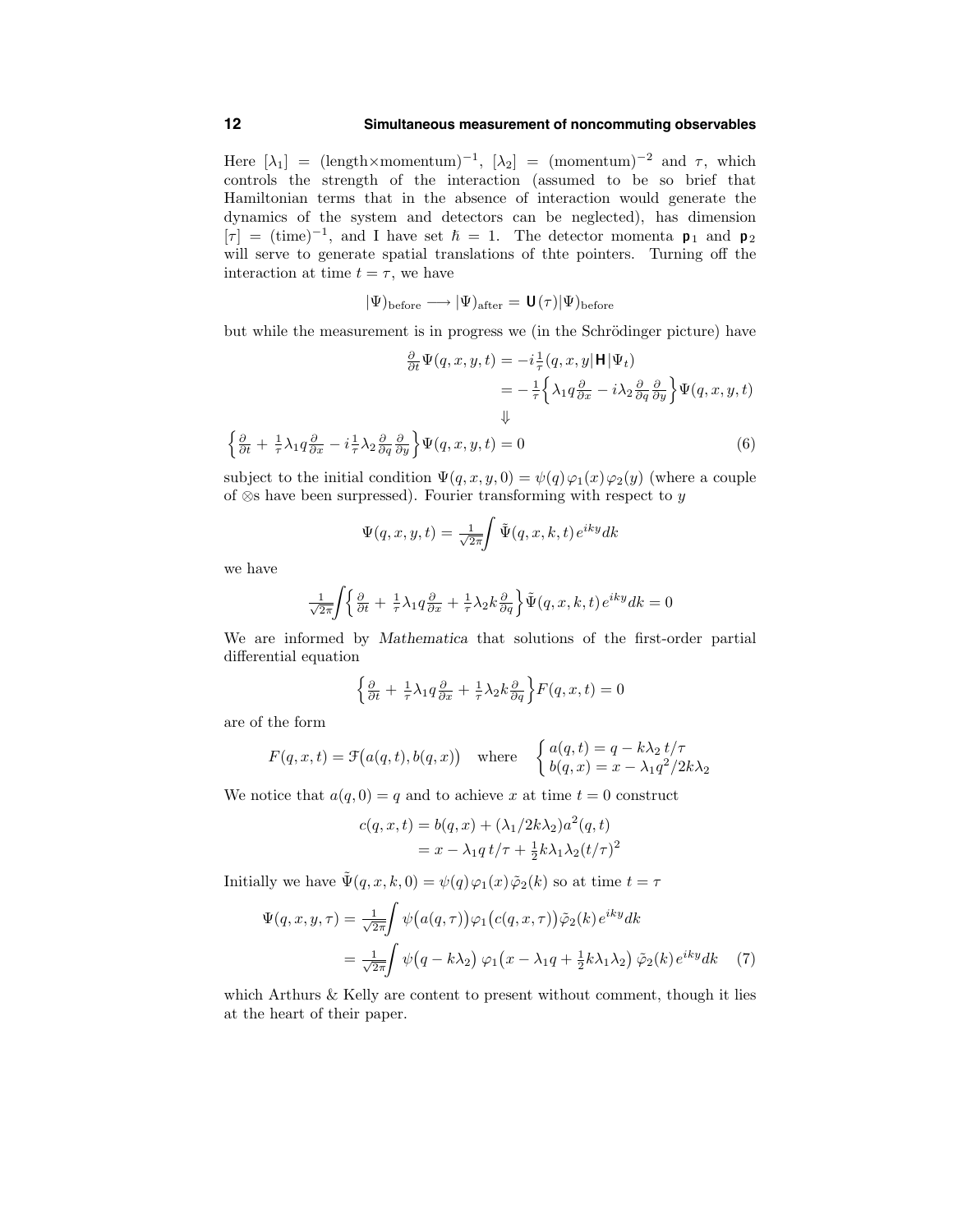Here $[\lambda_1] = (\text{length}\times\text{momentum})^{-1}$, $[\lambda_2] = (\text{momentum})^{-2}$ and $\tau$, which controls the strength of the interaction (assumed to be so brief that Hamiltonian terms that in the absence of interaction would generate the dynamics of the system and detectors can be neglected), has dimension $[\tau] = (\text{time})^{-1}$, and I have set $\hbar = 1$. The detector momenta $\mathbf{p}_1$ and $\mathbf{p}_2$ will serve to generate spatial translations of thte pointers. Turning off the interaction at time $t = \tau$, we have

$$|\Psi)_{\text{before}} \longrightarrow |\Psi)_{\text{after}} = \mathbf{U}(\tau)|\Psi)_{\text{before}}$$

but while the measurement is in progress we (in the Schrödinger picture) have

$$\begin{aligned}
\tfrac{\partial}{\partial t}\Psi(q,x,y,t) &= -i\tfrac{1}{\tau}(q,x,y|\mathbf{H}|\Psi_t) \\
&= -\tfrac{1}{\tau}\Big\{\lambda_1 q\tfrac{\partial}{\partial x} - i\lambda_2\tfrac{\partial}{\partial q}\tfrac{\partial}{\partial y}\Big\}\Psi(q,x,y,t) \\
&\Downarrow
\end{aligned}$$

$$\Big\{\tfrac{\partial}{\partial t} + \tfrac{1}{\tau}\lambda_1 q\tfrac{\partial}{\partial x} - i\tfrac{1}{\tau}\lambda_2\tfrac{\partial}{\partial q}\tfrac{\partial}{\partial y}\Big\}\Psi(q,x,y,t) = 0 \tag{6}$$

subject to the initial condition $\Psi(q,x,y,0) = \psi(q)\varphi_1(x)\varphi_2(y)$ (where a couple of $\otimes$s have been surpressed). Fourier transforming with respect to $y$

$$\Psi(q,x,y,t) = \tfrac{1}{\sqrt{2\pi}}\int \tilde{\Psi}(q,x,k,t)\,e^{iky}dk$$

we have

$$\tfrac{1}{\sqrt{2\pi}}\int\Big\{\tfrac{\partial}{\partial t} + \tfrac{1}{\tau}\lambda_1 q\tfrac{\partial}{\partial x} + \tfrac{1}{\tau}\lambda_2 k\tfrac{\partial}{\partial q}\Big\}\tilde{\Psi}(q,x,k,t)\,e^{iky}dk = 0$$

We are informed by *Mathematica* that solutions of the first-order partial differential equation

$$\Big\{\tfrac{\partial}{\partial t} + \tfrac{1}{\tau}\lambda_1 q\tfrac{\partial}{\partial x} + \tfrac{1}{\tau}\lambda_2 k\tfrac{\partial}{\partial q}\Big\}F(q,x,t) = 0$$

are of the form

$$F(q,x,t) = \mathcal{F}\big(a(q,t), b(q,x)\big) \quad \text{where} \quad \begin{cases} a(q,t) = q - k\lambda_2\,t/\tau \\ b(q,x) = x - \lambda_1 q^2/2k\lambda_2 \end{cases}$$

We notice that $a(q,0) = q$ and to achieve $x$ at time $t = 0$ construct

$$\begin{aligned}
c(q,x,t) &= b(q,x) + (\lambda_1/2k\lambda_2)a^2(q,t) \\
&= x - \lambda_1 q\,t/\tau + \tfrac{1}{2}k\lambda_1\lambda_2(t/\tau)^2
\end{aligned}$$

Initially we have $\tilde{\Psi}(q,x,k,0) = \psi(q)\varphi_1(x)\tilde{\varphi}_2(k)$ so at time $t = \tau$

$$\begin{aligned}
\Psi(q,x,y,\tau) &= \tfrac{1}{\sqrt{2\pi}}\int \psi\big(a(q,\tau)\big)\varphi_1\big(c(q,x,\tau)\big)\tilde{\varphi}_2(k)\,e^{iky}dk \\
&= \tfrac{1}{\sqrt{2\pi}}\int \psi\big(q - k\lambda_2\big)\,\varphi_1\big(x - \lambda_1 q + \tfrac{1}{2}k\lambda_1\lambda_2\big)\,\tilde{\varphi}_2(k)\,e^{iky}dk
\end{aligned} \tag{7}$$

which Arthurs & Kelly are content to present without comment, though it lies at the heart of their paper.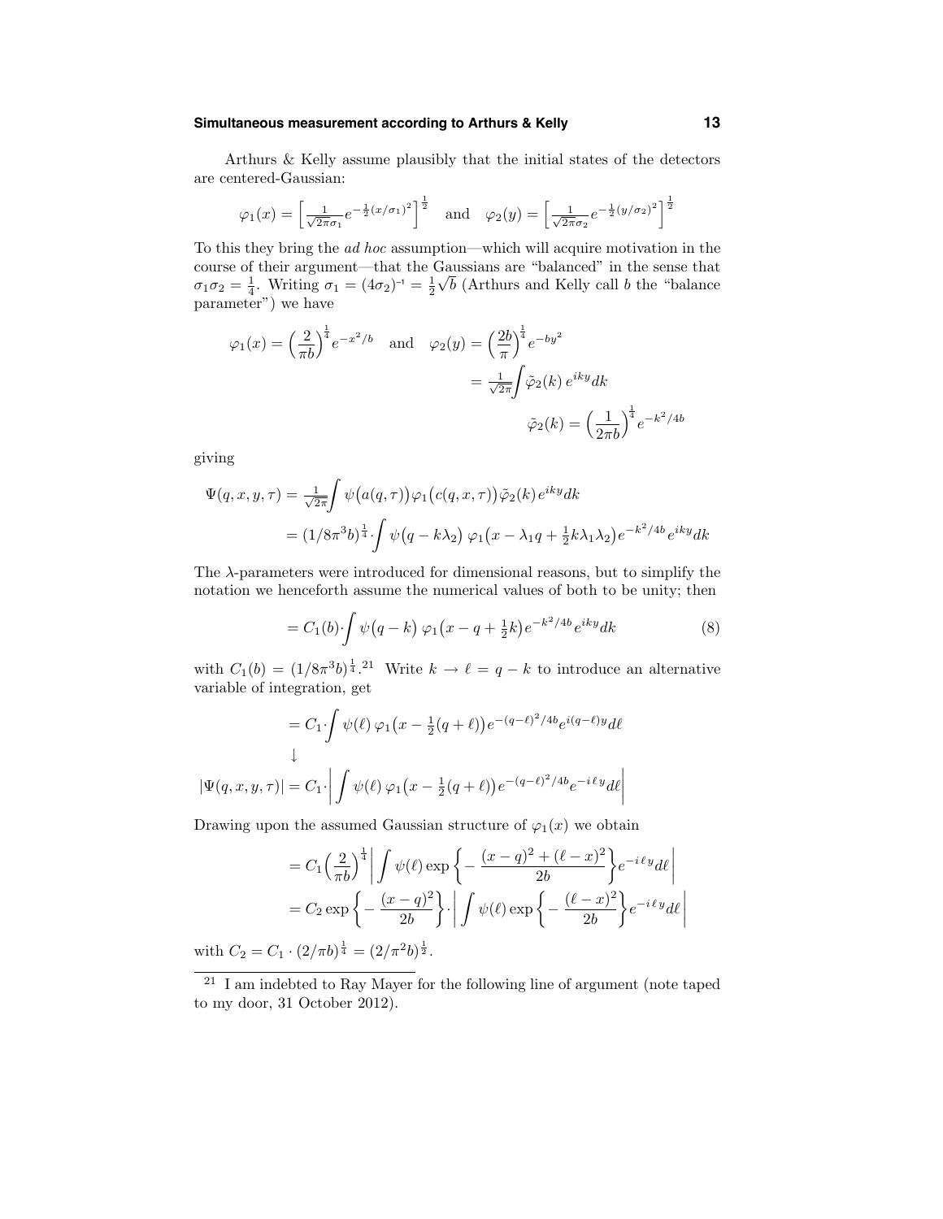Arthurs & Kelly assume plausibly that the initial states of the detectors are centered-Gaussian:

$$\varphi_1(x) = \left[\tfrac{1}{\sqrt{2\pi}\sigma_1}e^{-\frac{1}{2}(x/\sigma_1)^2}\right]^{\frac{1}{2}} \quad\text{and}\quad \varphi_2(y) = \left[\tfrac{1}{\sqrt{2\pi}\sigma_2}e^{-\frac{1}{2}(y/\sigma_2)^2}\right]^{\frac{1}{2}}$$

To this they bring the *ad hoc* assumption—which will acquire motivation in the course of their argument—that the Gaussians are "balanced" in the sense that $\sigma_1\sigma_2 = \frac{1}{4}$. Writing $\sigma_1 = (4\sigma_2)^{-1} = \frac{1}{2}\sqrt{b}$ (Arthurs and Kelly call $b$ the "balance parameter") we have

$$\varphi_1(x) = \Big(\frac{2}{\pi b}\Big)^{\frac{1}{4}} e^{-x^2/b} \quad\text{and}\quad \varphi_2(y) = \Big(\frac{2b}{\pi}\Big)^{\frac{1}{4}} e^{-by^2}$$

$$= \tfrac{1}{\sqrt{2\pi}}\int \tilde{\varphi}_2(k)\, e^{iky}dk$$

$$\tilde{\varphi}_2(k) = \Big(\frac{1}{2\pi b}\Big)^{\frac{1}{4}} e^{-k^2/4b}$$

giving

$$\begin{aligned}\Psi(q,x,y,\tau) &= \tfrac{1}{\sqrt{2\pi}}\int \psi\big(a(q,\tau)\big)\varphi_1\big(c(q,x,\tau)\big)\tilde{\varphi}_2(k)\, e^{iky}dk\\ &= (1/8\pi^3 b)^{\frac{1}{4}}\cdot\int \psi\big(q - k\lambda_2\big)\,\varphi_1\big(x - \lambda_1 q + \tfrac{1}{2}k\lambda_1\lambda_2\big)e^{-k^2/4b}e^{iky}dk\end{aligned}$$

The $\lambda$-parameters were introduced for dimensional reasons, but to simplify the notation we henceforth assume the numerical values of both to be unity; then

$$= C_1(b)\cdot\int \psi\big(q-k\big)\,\varphi_1\big(x - q + \tfrac{1}{2}k\big)e^{-k^2/4b}e^{iky}dk \tag{8}$$

with $C_1(b) = (1/8\pi^3 b)^{\frac{1}{4}}$.[21] Write $k \to \ell = q - k$ to introduce an alternative variable of integration, get

$$= C_1\cdot\int \psi(\ell)\,\varphi_1\big(x - \tfrac{1}{2}(q+\ell)\big)e^{-(q-\ell)^2/4b}e^{i(q-\ell)y}d\ell$$

$$\downarrow$$

$$|\Psi(q,x,y,\tau)| = C_1\cdot\left|\int \psi(\ell)\,\varphi_1\big(x - \tfrac{1}{2}(q+\ell)\big)e^{-(q-\ell)^2/4b}e^{-i\ell y}d\ell\right|$$

Drawing upon the assumed Gaussian structure of $\varphi_1(x)$ we obtain

$$\begin{aligned}&= C_1\Big(\frac{2}{\pi b}\Big)^{\frac{1}{4}}\left|\int \psi(\ell)\exp\Big\{-\frac{(x-q)^2+(\ell-x)^2}{2b}\Big\}e^{-i\ell y}d\ell\right|\\ &= C_2\exp\Big\{-\frac{(x-q)^2}{2b}\Big\}\cdot\left|\int \psi(\ell)\exp\Big\{-\frac{(\ell-x)^2}{2b}\Big\}e^{-i\ell y}d\ell\right|\end{aligned}$$

with $C_2 = C_1\cdot(2/\pi b)^{\frac{1}{4}} = (2/\pi^2 b)^{\frac{1}{2}}$.

---

[21] I am indebted to Ray Mayer for the following line of argument (note taped to my door, 31 October 2012).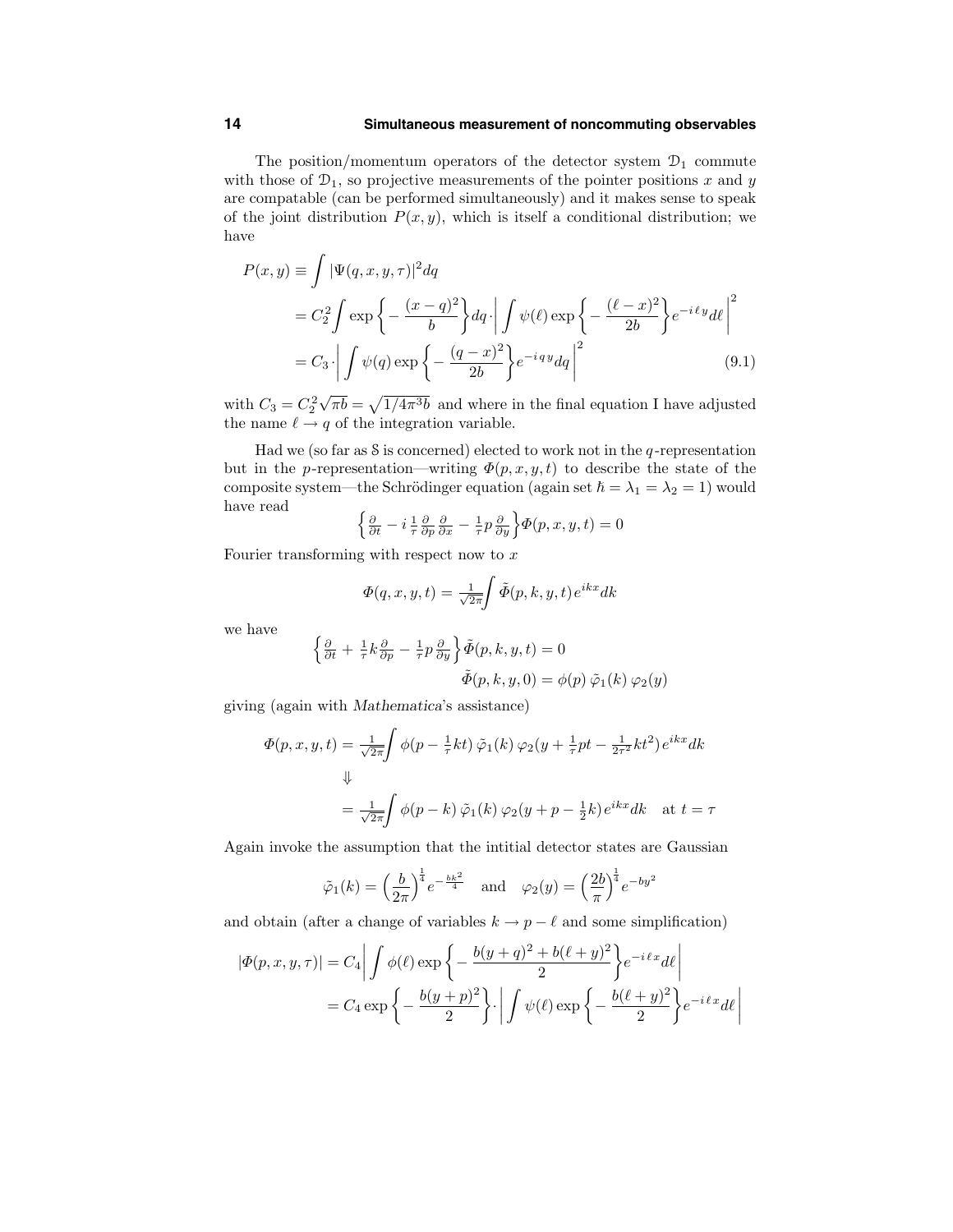The position/momentum operators of the detector system $\mathcal{D}_1$ commute with those of $\mathcal{D}_1$, so projective measurements of the pointer positions $x$ and $y$ are compatable (can be performed simultaneously) and it makes sense to speak of the joint distribution $P(x,y)$, which is itself a conditional distribution; we have

$$
\begin{aligned}
P(x,y) &\equiv \int |\Psi(q,x,y,\tau)|^2 dq \\
&= C_2^2 \int \exp\left\{-\frac{(x-q)^2}{b}\right\}dq \cdot \left| \int \psi(\ell) \exp\left\{-\frac{(\ell-x)^2}{2b}\right\} e^{-i\,\ell\, y} d\ell \right|^2 \\
&= C_3 \cdot \left| \int \psi(q) \exp\left\{-\frac{(q-x)^2}{2b}\right\} e^{-i\,q\,y} dq \right|^2 \qquad (9.1)
\end{aligned}
$$

with $C_3 = C_2^2\sqrt{\pi b} = \sqrt{1/4\pi^3 b}$ and where in the final equation I have adjusted the name $\ell \rightarrow q$ of the integration variable.

Had we (so far as $\mathcal{S}$ is concerned) elected to work not in the $q$-representation but in the $p$-representation—writing $\Phi(p,x,y,t)$ to describe the state of the composite system—the Schrödinger equation (again set $\hbar = \lambda_1 = \lambda_2 = 1$) would have read

$$
\left\{\tfrac{\partial}{\partial t} - i\,\tfrac{1}{\tau}\tfrac{\partial}{\partial p}\tfrac{\partial}{\partial x} - \tfrac{1}{\tau}p\,\tfrac{\partial}{\partial y}\right\}\Phi(p,x,y,t) = 0
$$

Fourier transforming with respect now to $x$

$$
\Phi(q,x,y,t) = \tfrac{1}{\sqrt{2\pi}}\int \tilde{\Phi}(p,k,y,t)\,e^{ikx}dk
$$

we have

$$
\begin{aligned}
\left\{\tfrac{\partial}{\partial t} + \tfrac{1}{\tau}k\tfrac{\partial}{\partial p} - \tfrac{1}{\tau}p\,\tfrac{\partial}{\partial y}\right\}\tilde{\Phi}(p,k,y,t) &= 0 \\
\tilde{\Phi}(p,k,y,0) &= \phi(p)\,\tilde{\varphi}_1(k)\,\varphi_2(y)
\end{aligned}
$$

giving (again with *Mathematica*'s assistance)

$$
\begin{aligned}
\Phi(p,x,y,t) &= \tfrac{1}{\sqrt{2\pi}}\int \phi(p - \tfrac{1}{\tau}kt)\,\tilde{\varphi}_1(k)\,\varphi_2(y + \tfrac{1}{\tau}pt - \tfrac{1}{2\tau^2}kt^2)\,e^{ikx}dk \\
&\Downarrow \\
&= \tfrac{1}{\sqrt{2\pi}}\int \phi(p-k)\,\tilde{\varphi}_1(k)\,\varphi_2(y + p - \tfrac{1}{2}k)\,e^{ikx}dk \quad \text{at } t = \tau
\end{aligned}
$$

Again invoke the assumption that the intitial detector states are Gaussian

$$
\tilde{\varphi}_1(k) = \left(\frac{b}{2\pi}\right)^{\frac{1}{4}} e^{-\frac{bk^2}{4}} \quad \text{and} \quad \varphi_2(y) = \left(\frac{2b}{\pi}\right)^{\frac{1}{4}} e^{-by^2}
$$

and obtain (after a change of variables $k \rightarrow p - \ell$ and some simplification)

$$
\begin{aligned}
|\Phi(p,x,y,\tau)| &= C_4 \left| \int \phi(\ell) \exp\left\{-\frac{b(y+q)^2 + b(\ell+y)^2}{2}\right\} e^{-i\,\ell\,x} d\ell \right| \\
&= C_4 \exp\left\{-\frac{b(y+p)^2}{2}\right\} \cdot \left| \int \psi(\ell) \exp\left\{-\frac{b(\ell+y)^2}{2}\right\} e^{-i\,\ell\,x} d\ell \right|
\end{aligned}
$$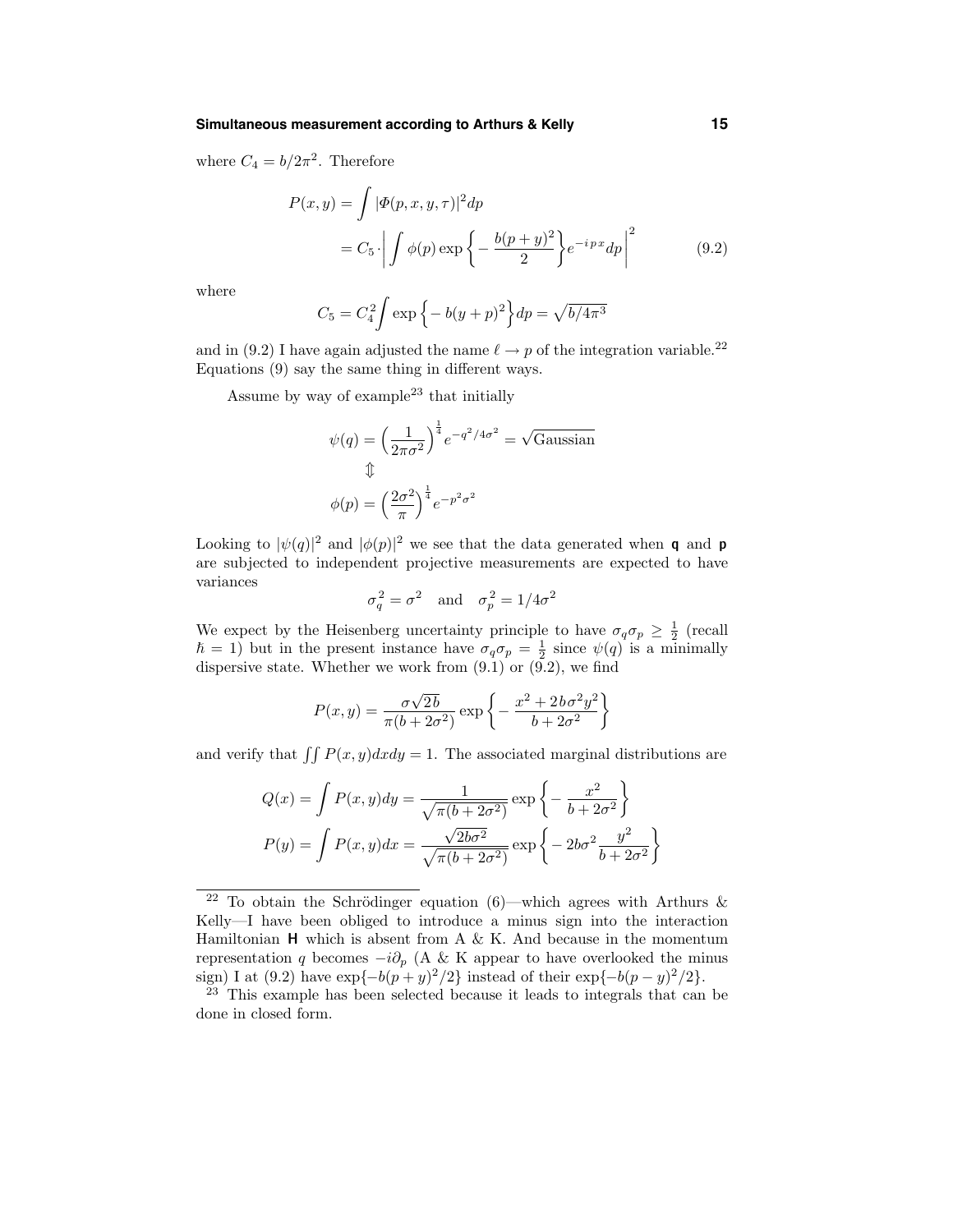where $C_4 = b/2\pi^2$. Therefore

$$
\begin{aligned}
P(x,y) &= \int |\varPhi(p,x,y,\tau)|^2 dp \\
&= C_5 \cdot \left| \int \phi(p) \exp\left\{ -\frac{b(p+y)^2}{2} \right\} e^{-ipx} dp \right|^2 
\end{aligned} \tag{9.2}
$$

where

$$
C_5 = C_4^2 \int \exp\left\{ -b(y+p)^2 \right\} dp = \sqrt{b/4\pi^3}
$$

and in (9.2) I have again adjusted the name $\ell \to p$ of the integration variable.[22] Equations (9) say the same thing in different ways.

Assume by way of example[23] that initially

$$
\begin{gathered}
\psi(q) = \left( \frac{1}{2\pi\sigma^2} \right)^{\frac{1}{4}} e^{-q^2/4\sigma^2} = \sqrt{\text{Gaussian}} \\
\Updownarrow \\
\phi(p) = \left( \frac{2\sigma^2}{\pi} \right)^{\frac{1}{4}} e^{-p^2\sigma^2}
\end{gathered}
$$

Looking to $|\psi(q)|^2$ and $|\phi(p)|^2$ we see that the data generated when **q** and **p** are subjected to independent projective measurements are expected to have variances

$$
\sigma_q^2 = \sigma^2 \quad \text{and} \quad \sigma_p^2 = 1/4\sigma^2
$$

We expect by the Heisenberg uncertainty principle to have $\sigma_q \sigma_p \geq \frac{1}{2}$ (recall $\hbar = 1$) but in the present instance have $\sigma_q \sigma_p = \frac{1}{2}$ since $\psi(q)$ is a minimally dispersive state. Whether we work from (9.1) or (9.2), we find

$$
P(x,y) = \frac{\sigma\sqrt{2b}}{\pi(b+2\sigma^2)} \exp\left\{ -\frac{x^2 + 2b\sigma^2 y^2}{b+2\sigma^2} \right\}
$$

and verify that $\iint P(x,y)dxdy = 1$. The associated marginal distributions are

$$
\begin{aligned}
Q(x) &= \int P(x,y)dy = \frac{1}{\sqrt{\pi(b+2\sigma^2)}} \exp\left\{ -\frac{x^2}{b+2\sigma^2} \right\} \\
P(y) &= \int P(x,y)dx = \frac{\sqrt{2b\sigma^2}}{\sqrt{\pi(b+2\sigma^2)}} \exp\left\{ -2b\sigma^2 \frac{y^2}{b+2\sigma^2} \right\}
\end{aligned}
$$

---

[22] To obtain the Schrödinger equation (6)—which agrees with Arthurs & Kelly—I have been obliged to introduce a minus sign into the interaction Hamiltonian **H** which is absent from A & K. And because in the momentum representation $q$ becomes $-i\partial_p$ (A & K appear to have overlooked the minus sign) I at (9.2) have $\exp\{-b(p+y)^2/2\}$ instead of their $\exp\{-b(p-y)^2/2\}$.

[23] This example has been selected because it leads to integrals that can be done in closed form.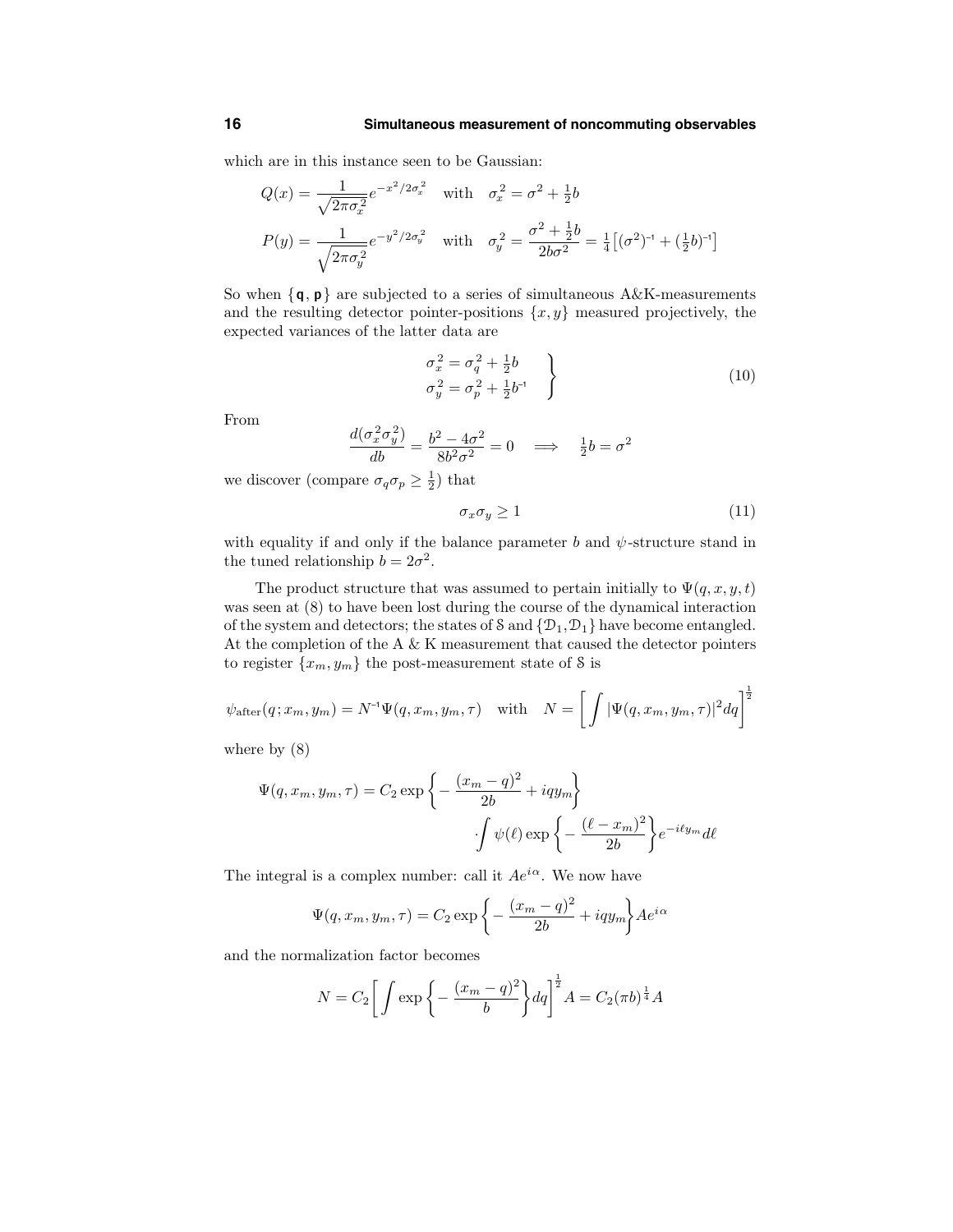which are in this instance seen to be Gaussian:

$$Q(x) = \frac{1}{\sqrt{2\pi\sigma_x^2}} e^{-x^2/2\sigma_x^2} \quad \text{with} \quad \sigma_x^2 = \sigma^2 + \tfrac{1}{2}b$$

$$P(y) = \frac{1}{\sqrt{2\pi\sigma_y^2}} e^{-y^2/2\sigma_y^2} \quad \text{with} \quad \sigma_y^2 = \frac{\sigma^2 + \frac{1}{2}b}{2b\sigma^2} = \tfrac{1}{4}\big[(\sigma^2)^{-1} + (\tfrac{1}{2}b)^{-1}\big]$$

So when $\{\mathbf{q}, \mathbf{p}\}$ are subjected to a series of simultaneous A&K-measurements and the resulting detector pointer-positions $\{x, y\}$ measured projectively, the expected variances of the latter data are

$$\left.\begin{aligned} \sigma_x^2 &= \sigma_q^2 + \tfrac{1}{2}b \\ \sigma_y^2 &= \sigma_p^2 + \tfrac{1}{2}b^{-1} \end{aligned}\right\} \tag{10}$$

From

$$\frac{d(\sigma_x^2\sigma_y^2)}{db} = \frac{b^2 - 4\sigma^2}{8b^2\sigma^2} = 0 \quad \Longrightarrow \quad \tfrac{1}{2}b = \sigma^2$$

we discover (compare $\sigma_q\sigma_p \geq \frac{1}{2}$) that

$$\sigma_x\sigma_y \geq 1 \tag{11}$$

with equality if and only if the balance parameter $b$ and $\psi$-structure stand in the tuned relationship $b = 2\sigma^2$.

The product structure that was assumed to pertain initially to $\Psi(q, x, y, t)$ was seen at (8) to have been lost during the course of the dynamical interaction of the system and detectors; the states of $\mathcal{S}$ and $\{\mathcal{D}_1, \mathcal{D}_1\}$ have become entangled. At the completion of the A & K measurement that caused the detector pointers to register $\{x_m, y_m\}$ the post-measurement state of $\mathcal{S}$ is

$$\psi_{\text{after}}(q; x_m, y_m) = N^{-1}\Psi(q, x_m, y_m, \tau) \quad \text{with} \quad N = \bigg[\int |\Psi(q, x_m, y_m, \tau)|^2 dq\bigg]^{\frac{1}{2}}$$

where by (8)

$$\Psi(q, x_m, y_m, \tau) = C_2 \exp\bigg\{-\frac{(x_m - q)^2}{2b} + iqy_m\bigg\} \cdot \int \psi(\ell) \exp\bigg\{-\frac{(\ell - x_m)^2}{2b}\bigg\} e^{-i\ell y_m} d\ell$$

The integral is a complex number: call it $Ae^{i\alpha}$. We now have

$$\Psi(q, x_m, y_m, \tau) = C_2 \exp\bigg\{-\frac{(x_m - q)^2}{2b} + iqy_m\bigg\} Ae^{i\alpha}$$

and the normalization factor becomes

$$N = C_2\bigg[\int \exp\bigg\{-\frac{(x_m - q)^2}{b}\bigg\} dq\bigg]^{\frac{1}{2}} A = C_2(\pi b)^{\frac{1}{4}} A$$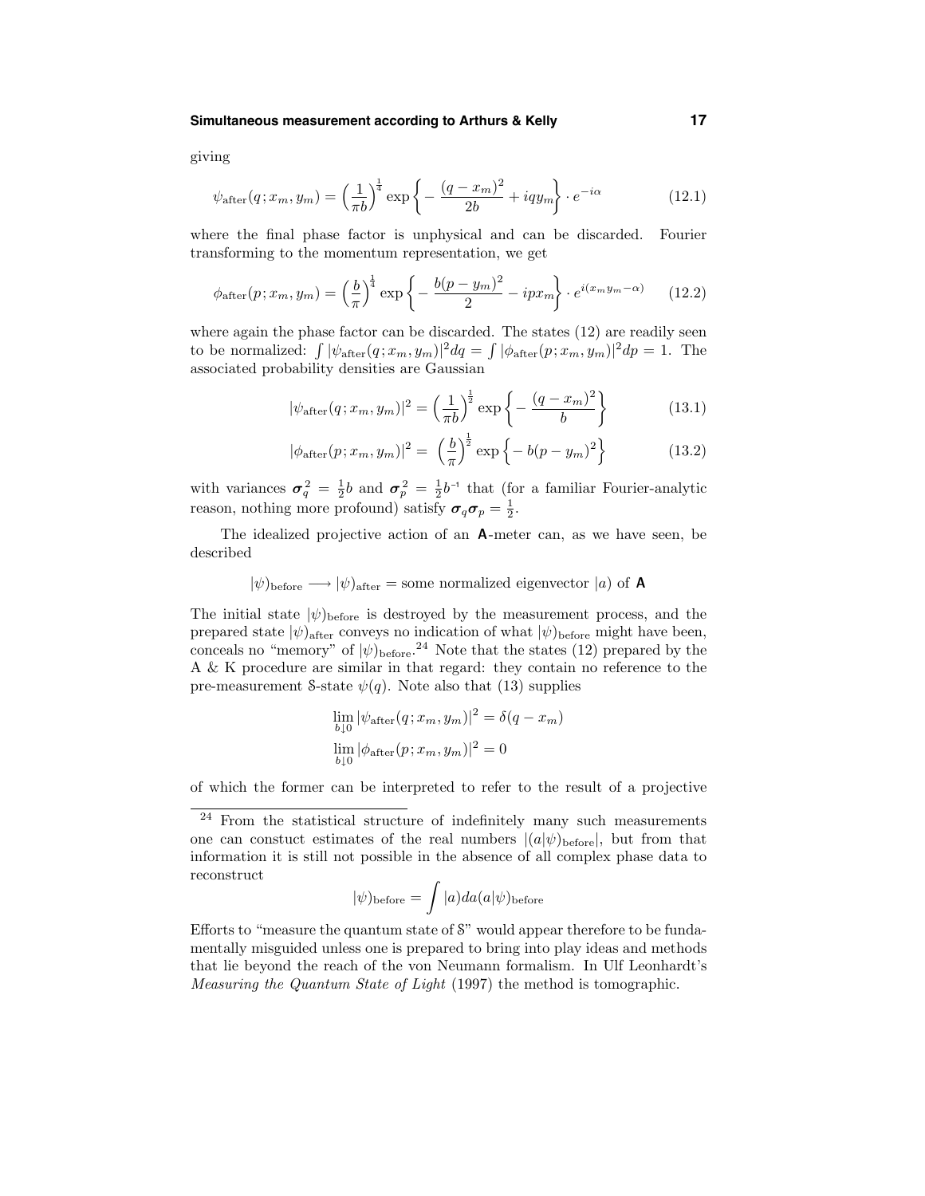giving

$$\psi_{\text{after}}(q; x_m, y_m) = \Big(\frac{1}{\pi b}\Big)^{\frac{1}{4}} \exp\Big\{-\frac{(q-x_m)^2}{2b} + iqy_m\Big\} \cdot e^{-i\alpha} \tag{12.1}$$

where the final phase factor is unphysical and can be discarded. Fourier transforming to the momentum representation, we get

$$\phi_{\text{after}}(p; x_m, y_m) = \Big(\frac{b}{\pi}\Big)^{\frac{1}{4}} \exp\Big\{-\frac{b(p-y_m)^2}{2} - ipx_m\Big\} \cdot e^{i(x_m y_m - \alpha)} \tag{12.2}$$

where again the phase factor can be discarded. The states (12) are readily seen to be normalized: $\int |\psi_{\text{after}}(q; x_m, y_m)|^2 dq = \int |\phi_{\text{after}}(p; x_m, y_m)|^2 dp = 1$. The associated probability densities are Gaussian

$$|\psi_{\text{after}}(q; x_m, y_m)|^2 = \Big(\frac{1}{\pi b}\Big)^{\frac{1}{2}} \exp\Big\{-\frac{(q-x_m)^2}{b}\Big\} \tag{13.1}$$

$$|\phi_{\text{after}}(p; x_m, y_m)|^2 = \Big(\frac{b}{\pi}\Big)^{\frac{1}{2}} \exp\Big\{-b(p-y_m)^2\Big\} \tag{13.2}$$

with variances $\boldsymbol{\sigma}_q^2 = \frac{1}{2}b$ and $\boldsymbol{\sigma}_p^2 = \frac{1}{2}b^{-1}$ that (for a familiar Fourier-analytic reason, nothing more profound) satisfy $\boldsymbol{\sigma}_q\boldsymbol{\sigma}_p = \frac{1}{2}$.

The idealized projective action of an $\mathbf{A}$-meter can, as we have seen, be described

$$|\psi)_{\text{before}} \longrightarrow |\psi)_{\text{after}} = \text{some normalized eigenvector } |a) \text{ of } \mathbf{A}$$

The initial state $|\psi)_{\text{before}}$ is destroyed by the measurement process, and the prepared state $|\psi)_{\text{after}}$ conveys no indication of what $|\psi)_{\text{before}}$ might have been, conceals no "memory" of $|\psi)_{\text{before}}$.[24] Note that the states (12) prepared by the A & K procedure are similar in that regard: they contain no reference to the pre-measurement $\mathcal{S}$-state $\psi(q)$. Note also that (13) supplies

$$\lim_{b\downarrow 0} |\psi_{\text{after}}(q; x_m, y_m)|^2 = \delta(q - x_m)$$

$$\lim_{b\downarrow 0} |\phi_{\text{after}}(p; x_m, y_m)|^2 = 0$$

of which the former can be interpreted to refer to the result of a projective

---

[24] From the statistical structure of indefinitely many such measurements one can constuct estimates of the real numbers $|(a|\psi)_{\text{before}}|$, but from that information it is still not possible in the absence of all complex phase data to reconstruct

$$|\psi)_{\text{before}} = \int |a) da (a|\psi)_{\text{before}}$$

Efforts to "measure the quantum state of $\mathcal{S}$" would appear therefore to be fundamentally misguided unless one is prepared to bring into play ideas and methods that lie beyond the reach of the von Neumann formalism. In Ulf Leonhardt's *Measuring the Quantum State of Light* (1997) the method is tomographic.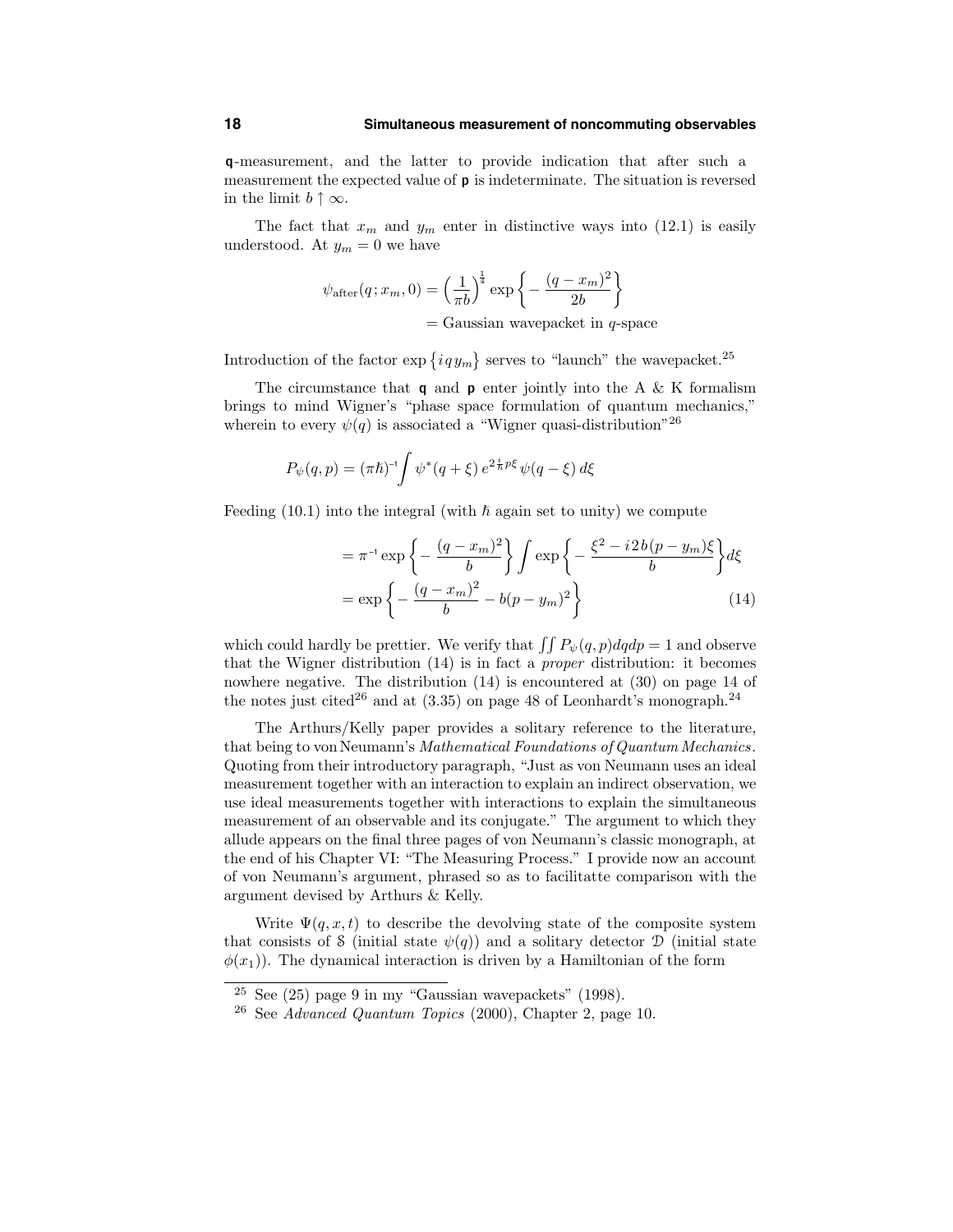**q**-measurement, and the latter to provide indication that after such a measurement the expected value of **p** is indeterminate. The situation is reversed in the limit $b \uparrow \infty$.

The fact that $x_m$ and $y_m$ enter in distinctive ways into (12.1) is easily understood. At $y_m = 0$ we have

$$
\begin{aligned}
\psi_{\text{after}}(q; x_m, 0) &= \Big(\frac{1}{\pi b}\Big)^{\frac{1}{4}} \exp\Big\{-\frac{(q-x_m)^2}{2b}\Big\} \\
&= \text{Gaussian wavepacket in } q\text{-space}
\end{aligned}
$$

Introduction of the factor $\exp\{iqy_m\}$ serves to "launch" the wavepacket.[25]

The circumstance that **q** and **p** enter jointly into the A & K formalism brings to mind Wigner's "phase space formulation of quantum mechanics," wherein to every $\psi(q)$ is associated a "Wigner quasi-distribution"[26]

$$
P_\psi(q,p) = (\pi\hbar)^{-1}\int \psi^*(q+\xi)\, e^{2\frac{i}{\hbar}p\xi}\, \psi(q-\xi)\, d\xi
$$

Feeding (10.1) into the integral (with $\hbar$ again set to unity) we compute

$$
\begin{aligned}
&= \pi^{-1}\exp\Big\{-\frac{(q-x_m)^2}{b}\Big\}\int \exp\Big\{-\frac{\xi^2 - i2b(p-y_m)\xi}{b}\Big\}d\xi \\
&= \exp\Big\{-\frac{(q-x_m)^2}{b} - b(p-y_m)^2\Big\} \qquad (14)
\end{aligned}
$$

which could hardly be prettier. We verify that $\iint P_\psi(q,p)dqdp = 1$ and observe that the Wigner distribution (14) is in fact a *proper* distribution: it becomes nowhere negative. The distribution (14) is encountered at (30) on page 14 of the notes just cited[26] and at (3.35) on page 48 of Leonhardt's monograph.[24]

The Arthurs/Kelly paper provides a solitary reference to the literature, that being to von Neumann's *Mathematical Foundations of Quantum Mechanics*. Quoting from their introductory paragraph, "Just as von Neumann uses an ideal measurement together with an interaction to explain an indirect observation, we use ideal measurements together with interactions to explain the simultaneous measurement of an observable and its conjugate." The argument to which they allude appears on the final three pages of von Neumann's classic monograph, at the end of his Chapter VI: "The Measuring Process." I provide now an account of von Neumann's argument, phrased so as to facilitatte comparison with the argument devised by Arthurs & Kelly.

Write $\Psi(q,x,t)$ to describe the devolving state of the composite system that consists of $\mathcal{S}$ (initial state $\psi(q)$) and a solitary detector $\mathcal{D}$ (initial state $\phi(x_1)$). The dynamical interaction is driven by a Hamiltonian of the form

---

[25] See (25) page 9 in my "Gaussian wavepackets" (1998).

[26] See *Advanced Quantum Topics* (2000), Chapter 2, page 10.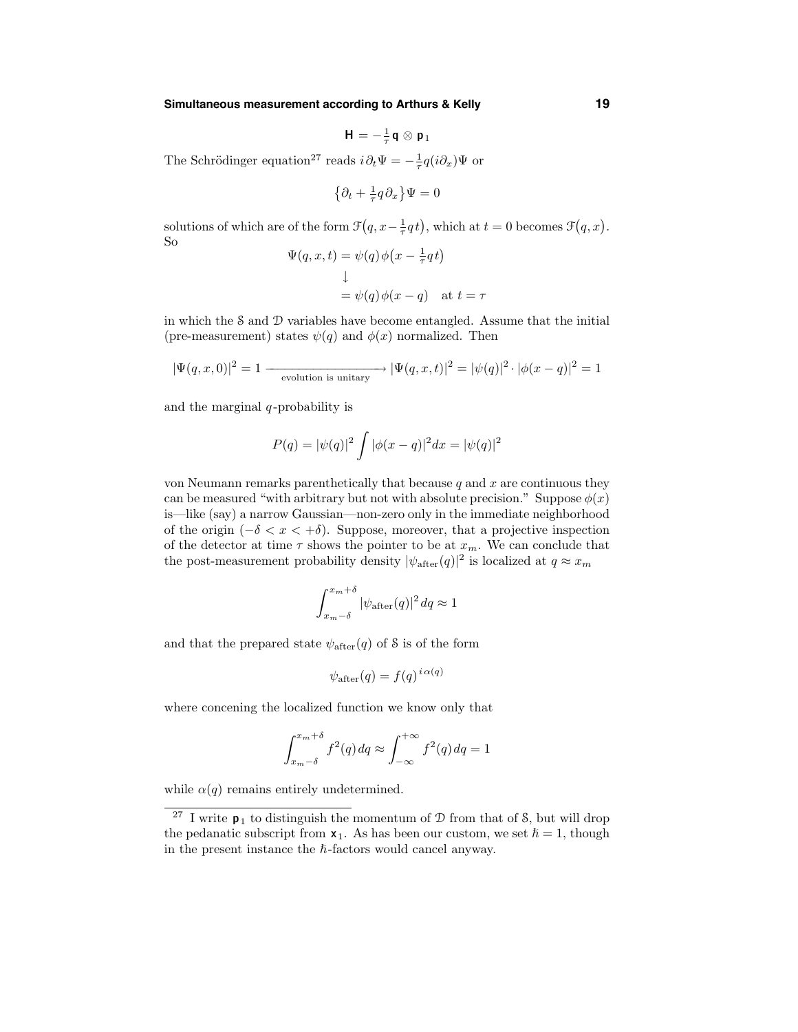$$\mathbf{H} = -\tfrac{1}{\tau}\,\mathbf{q}\otimes\mathbf{p}_1$$

The Schrödinger equation[27] reads $i\partial_t\Psi = -\frac{1}{\tau}q(i\partial_x)\Psi$ or

$$\big\{\partial_t + \tfrac{1}{\tau}q\,\partial_x\big\}\Psi = 0$$

solutions of which are of the form $\mathcal{F}\big(q, x-\frac{1}{\tau}qt\big)$, which at $t=0$ becomes $\mathcal{F}\big(q,x\big)$. So

$$\begin{aligned}\Psi(q,x,t) &= \psi(q)\,\phi\big(x-\tfrac{1}{\tau}qt\big)\\ &\downarrow\\ &= \psi(q)\,\phi(x-q)\quad\text{at } t=\tau\end{aligned}$$

in which the $\mathcal{S}$ and $\mathcal{D}$ variables have become entangled. Assume that the initial (pre-measurement) states $\psi(q)$ and $\phi(x)$ normalized. Then

$$|\Psi(q,x,0)|^2 = 1 \xrightarrow[\text{evolution is unitary}]{\hspace{3cm}} |\Psi(q,x,t)|^2 = |\psi(q)|^2\cdot|\phi(x-q)|^2 = 1$$

and the marginal $q$-probability is

$$P(q) = |\psi(q)|^2\int|\phi(x-q)|^2dx = |\psi(q)|^2$$

von Neumann remarks parenthetically that because $q$ and $x$ are continuous they can be measured "with arbitrary but not with absolute precision." Suppose $\phi(x)$ is—like (say) a narrow Gaussian—non-zero only in the immediate neighborhood of the origin $(-\delta < x < +\delta)$. Suppose, moreover, that a projective inspection of the detector at time $\tau$ shows the pointer to be at $x_m$. We can conclude that the post-measurement probability density $|\psi_{\text{after}}(q)|^2$ is localized at $q\approx x_m$

$$\int_{x_m-\delta}^{x_m+\delta}|\psi_{\text{after}}(q)|^2\,dq \approx 1$$

and that the prepared state $\psi_{\text{after}}(q)$ of $\mathcal{S}$ is of the form

$$\psi_{\text{after}}(q) = f(q)^{\,i\,\alpha(q)}$$

where concening the localized function we know only that

$$\int_{x_m-\delta}^{x_m+\delta} f^2(q)\,dq \approx \int_{-\infty}^{+\infty} f^2(q)\,dq = 1$$

while $\alpha(q)$ remains entirely undetermined.

---

[27] I write $\mathbf{p}_1$ to distinguish the momentum of $\mathcal{D}$ from that of $\mathcal{S}$, but will drop the pedanatic subscript from $\mathbf{x}_1$. As has been our custom, we set $\hbar = 1$, though in the present instance the $\hbar$-factors would cancel anyway.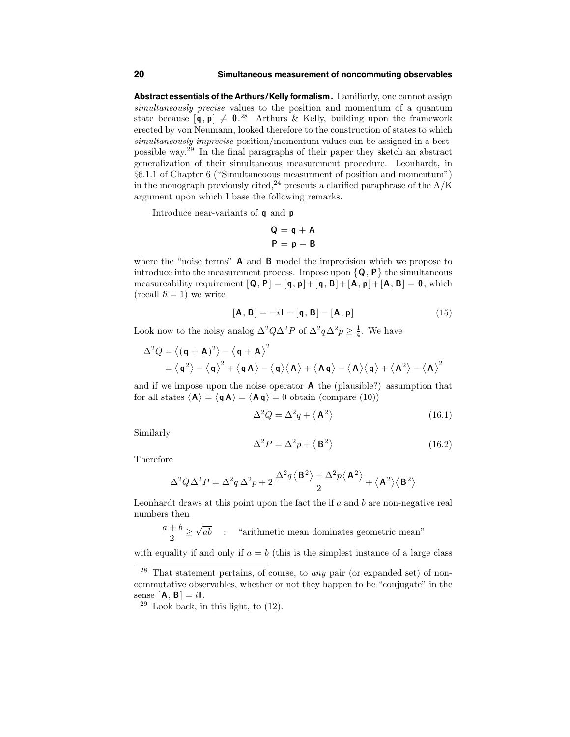**Abstract essentials of the Arthurs/Kelly formalism.** Familiarly, one cannot assign *simultaneously precise* values to the position and momentum of a quantum state because $[\mathsf{q}, \mathsf{p}] \neq \mathbf{0}$.[28] Arthurs & Kelly, building upon the framework erected by von Neumann, looked therefore to the construction of states to which *simultaneously imprecise* position/momentum values can be assigned in a best-possible way.[29] In the final paragraphs of their paper they sketch an abstract generalization of their simultaneous measurement procedure. Leonhardt, in §6.1.1 of Chapter 6 ("Simultaneoous measurment of position and momentum") in the monograph previously cited,[24] presents a clarified paraphrase of the A/K argument upon which I base the following remarks.

Introduce near-variants of $\mathsf{q}$ and $\mathsf{p}$

$$
\begin{aligned}
\mathsf{Q} &= \mathsf{q} + \mathsf{A} \\
\mathsf{P} &= \mathsf{p} + \mathsf{B}
\end{aligned}
$$

where the "noise terms" $\mathsf{A}$ and $\mathsf{B}$ model the imprecision which we propose to introduce into the measurement process. Impose upon $\{\mathsf{Q}, \mathsf{P}\}$ the simultaneous measureability requirement $[\mathsf{Q}, \mathsf{P}] = [\mathsf{q}, \mathsf{p}] + [\mathsf{q}, \mathsf{B}] + [\mathsf{A}, \mathsf{p}] + [\mathsf{A}, \mathsf{B}] = \mathbf{0}$, which (recall $\hbar = 1$) we write

$$
[\mathsf{A}, \mathsf{B}] = -i\mathbf{I} - [\mathsf{q}, \mathsf{B}] - [\mathsf{A}, \mathsf{p}] \tag{15}
$$

Look now to the noisy analog $\Delta^2 Q \Delta^2 P$ of $\Delta^2 q \Delta^2 p \geq \frac{1}{4}$. We have

$$
\begin{aligned}
\Delta^2 Q &= \big\langle (\mathsf{q} + \mathsf{A})^2 \big\rangle - \big\langle \mathsf{q} + \mathsf{A} \big\rangle^2 \\
&= \big\langle \mathsf{q}^2 \big\rangle - \big\langle \mathsf{q} \big\rangle^2 + \big\langle \mathsf{q}\,\mathsf{A} \big\rangle - \big\langle \mathsf{q} \big\rangle \big\langle \mathsf{A} \big\rangle + \big\langle \mathsf{A}\,\mathsf{q} \big\rangle - \big\langle \mathsf{A} \big\rangle \big\langle \mathsf{q} \big\rangle + \big\langle \mathsf{A}^2 \big\rangle - \big\langle \mathsf{A} \big\rangle^2
\end{aligned}
$$

and if we impose upon the noise operator $\mathsf{A}$ the (plausible?) assumption that for all states $\langle \mathsf{A} \rangle = \langle \mathsf{q}\,\mathsf{A} \rangle = \langle \mathsf{A}\,\mathsf{q} \rangle = 0$ obtain (compare (10))

$$
\Delta^2 Q = \Delta^2 q + \big\langle \mathsf{A}^2 \big\rangle \tag{16.1}
$$

Similarly

$$
\Delta^2 P = \Delta^2 p + \big\langle \mathsf{B}^2 \big\rangle \tag{16.2}
$$

Therefore

$$
\Delta^2 Q \, \Delta^2 P = \Delta^2 q \, \Delta^2 p + 2\,\frac{\Delta^2 q \big\langle \mathsf{B}^2 \big\rangle + \Delta^2 p \big\langle \mathsf{A}^2 \big\rangle}{2} + \big\langle \mathsf{A}^2 \big\rangle \big\langle \mathsf{B}^2 \big\rangle
$$

Leonhardt draws at this point upon the fact the if $a$ and $b$ are non-negative real numbers then

$$
\frac{a+b}{2} \geq \sqrt{ab} \quad : \quad \text{"arithmetic mean dominates geometric mean"}
$$

with equality if and only if $a = b$ (this is the simplest instance of a large class

---

[28] That statement pertains, of course, to *any* pair (or expanded set) of non-commutative observables, whether or not they happen to be "conjugate" in the sense $[\mathsf{A}, \mathsf{B}] = i\mathbf{I}$.

[29] Look back, in this light, to (12).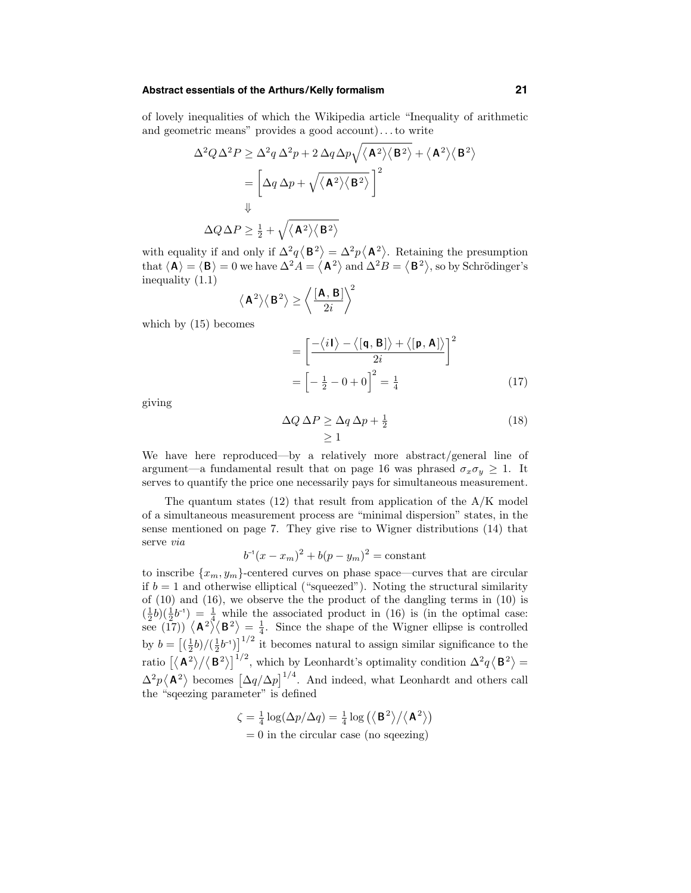of lovely inequalities of which the Wikipedia article "Inequality of arithmetic and geometric means" provides a good account)... to write

$$
\begin{aligned}
\Delta^2 Q\,\Delta^2 P &\geq \Delta^2 q\,\Delta^2 p + 2\,\Delta q\,\Delta p\sqrt{\langle \mathsf{A}^2\rangle\langle \mathsf{B}^2\rangle} + \langle \mathsf{A}^2\rangle\langle \mathsf{B}^2\rangle \\
&= \Big[\Delta q\,\Delta p + \sqrt{\langle \mathsf{A}^2\rangle\langle \mathsf{B}^2\rangle}\,\Big]^2 \\
&\Downarrow \\
\Delta Q\,\Delta P &\geq \tfrac{1}{2} + \sqrt{\langle \mathsf{A}^2\rangle\langle \mathsf{B}^2\rangle}
\end{aligned}
$$

with equality if and only if $\Delta^2 q\langle \mathsf{B}^2\rangle = \Delta^2 p\langle \mathsf{A}^2\rangle$. Retaining the presumption that $\langle \mathsf{A}\rangle = \langle \mathsf{B}\rangle = 0$ we have $\Delta^2 A = \langle \mathsf{A}^2\rangle$ and $\Delta^2 B = \langle \mathsf{B}^2\rangle$, so by Schrödinger's inequality (1.1)

$$
\langle \mathsf{A}^2\rangle\langle \mathsf{B}^2\rangle \geq \Big\langle \frac{[\mathsf{A},\mathsf{B}]}{2i}\Big\rangle^2
$$

which by (15) becomes

$$
\begin{aligned}
&= \left[\frac{-\langle i\mathsf{I}\rangle - \langle[\mathsf{q},\mathsf{B}]\rangle + \langle[\mathsf{p},\mathsf{A}]\rangle}{2i}\right]^2 \\
&= \Big[-\tfrac{1}{2} - 0 + 0\Big]^2 = \tfrac{1}{4} \qquad (17)
\end{aligned}
$$

giving

$$
\begin{aligned}
\Delta Q\,\Delta P &\geq \Delta q\,\Delta p + \tfrac{1}{2} \qquad (18)\\
&\geq 1
\end{aligned}
$$

We have here reproduced—by a relatively more abstract/general line of argument—a fundamental result that on page 16 was phrased $\sigma_x\sigma_y \geq 1$. It serves to quantify the price one necessarily pays for simultaneous measurement.

The quantum states (12) that result from application of the A/K model of a simultaneous measurement process are "minimal dispersion" states, in the sense mentioned on page 7. They give rise to Wigner distributions (14) that serve *via*

$$
b^{-1}(x - x_m)^2 + b(p - y_m)^2 = \text{constant}
$$

to inscribe $\{x_m, y_m\}$-centered curves on phase space—curves that are circular if $b = 1$ and otherwise elliptical ("squeezed"). Noting the structural similarity of (10) and (16), we observe the the product of the dangling terms in (10) is $(\tfrac{1}{2}b)(\tfrac{1}{2}b^{-1}) = \tfrac{1}{4}$ while the associated product in (16) is (in the optimal case: see (17)) $\langle \mathsf{A}^2\rangle\langle \mathsf{B}^2\rangle = \tfrac{1}{4}$. Since the shape of the Wigner ellipse is controlled by $b = \big[(\tfrac{1}{2}b)/(\tfrac{1}{2}b^{-1})\big]^{1/2}$ it becomes natural to assign similar significance to the ratio $\big[\langle \mathsf{A}^2\rangle/\langle \mathsf{B}^2\rangle\big]^{1/2}$, which by Leonhardt's optimality condition $\Delta^2 q\langle \mathsf{B}^2\rangle = \Delta^2 p\langle \mathsf{A}^2\rangle$ becomes $\big[\Delta q/\Delta p\big]^{1/4}$. And indeed, what Leonhardt and others call the "sqeezing parameter" is defined

$$
\begin{aligned}
\zeta &= \tfrac{1}{4}\log(\Delta p/\Delta q) = \tfrac{1}{4}\log\big(\langle \mathsf{B}^2\rangle/\langle \mathsf{A}^2\rangle\big) \\
&= 0 \text{ in the circular case (no sqeezing)}
\end{aligned}
$$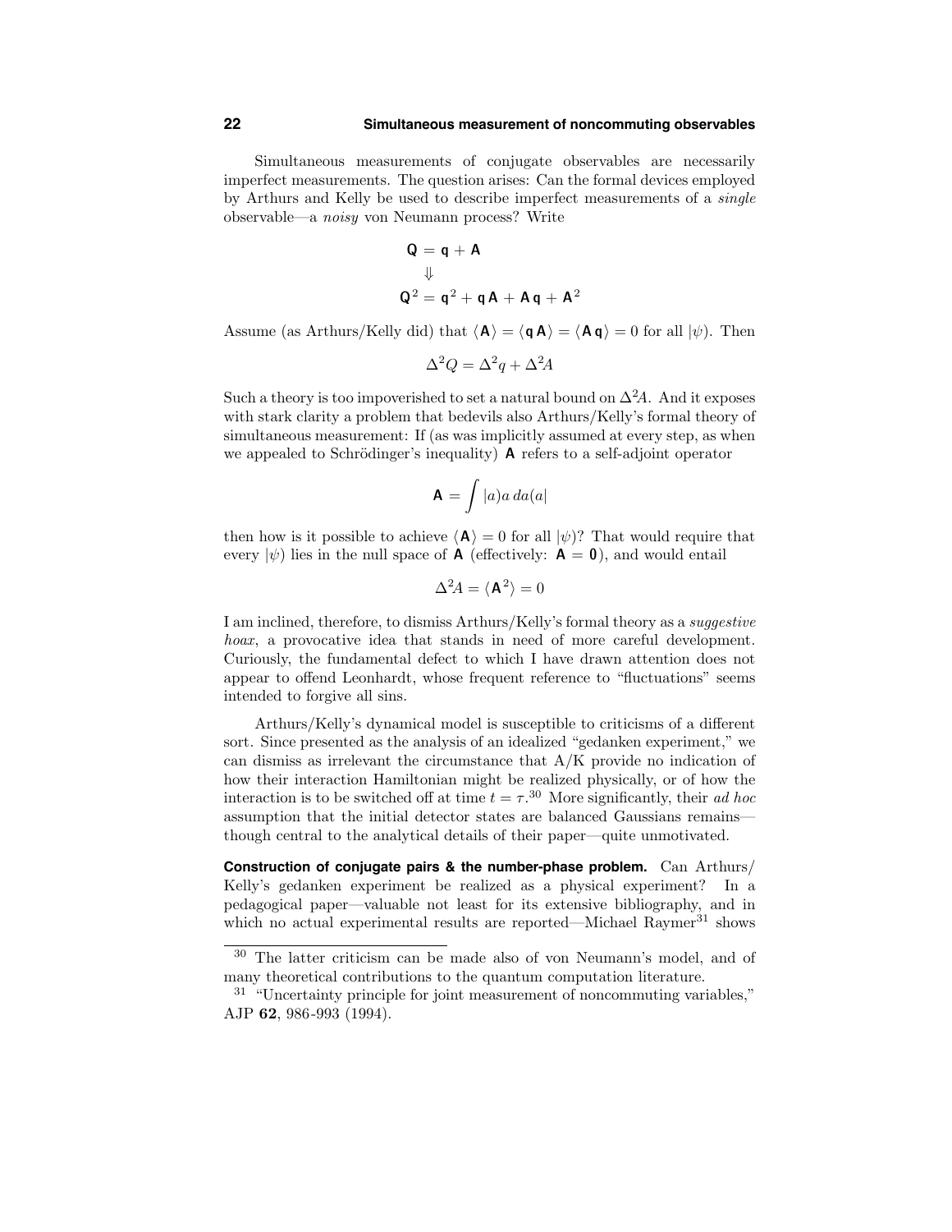Simultaneous measurements of conjugate observables are necessarily imperfect measurements. The question arises: Can the formal devices employed by Arthurs and Kelly be used to describe imperfect measurements of a *single* observable—a *noisy* von Neumann process? Write

$$
\begin{aligned}
\mathbf{Q} &= \mathbf{q} + \mathbf{A} \\
&\Downarrow \\
\mathbf{Q}^2 &= \mathbf{q}^2 + \mathbf{q}\,\mathbf{A} + \mathbf{A}\,\mathbf{q} + \mathbf{A}^2
\end{aligned}
$$

Assume (as Arthurs/Kelly did) that $\langle \mathbf{A} \rangle = \langle \mathbf{q}\,\mathbf{A} \rangle = \langle \mathbf{A}\,\mathbf{q} \rangle = 0$ for all $|\psi)$. Then

$$
\Delta^2 Q = \Delta^2 q + \Delta^2 A
$$

Such a theory is too impoverished to set a natural bound on $\Delta^2 A$. And it exposes with stark clarity a problem that bedevils also Arthurs/Kelly's formal theory of simultaneous measurement: If (as was implicitly assumed at every step, as when we appealed to Schrödinger's inequality) $\mathbf{A}$ refers to a self-adjoint operator

$$
\mathbf{A} = \int |a)a\,da(a|
$$

then how is it possible to achieve $\langle \mathbf{A} \rangle = 0$ for all $|\psi)$? That would require that every $|\psi)$ lies in the null space of $\mathbf{A}$ (effectively: $\mathbf{A} = \mathbf{0}$), and would entail

$$
\Delta^2 A = \langle \mathbf{A}^2 \rangle = 0
$$

I am inclined, therefore, to dismiss Arthurs/Kelly's formal theory as a *suggestive hoax*, a provocative idea that stands in need of more careful development. Curiously, the fundamental defect to which I have drawn attention does not appear to offend Leonhardt, whose frequent reference to "fluctuations" seems intended to forgive all sins.

Arthurs/Kelly's dynamical model is susceptible to criticisms of a different sort. Since presented as the analysis of an idealized "gedanken experiment," we can dismiss as irrelevant the circumstance that A/K provide no indication of how their interaction Hamiltonian might be realized physically, or of how the interaction is to be switched off at time $t = \tau$.[30] More significantly, their *ad hoc* assumption that the initial detector states are balanced Gaussians remains—though central to the analytical details of their paper—quite unmotivated.

**Construction of conjugate pairs & the number-phase problem.** Can Arthurs/Kelly's gedanken experiment be realized as a physical experiment? In a pedagogical paper—valuable not least for its extensive bibliography, and in which no actual experimental results are reported—Michael Raymer[31] shows

---

[30] The latter criticism can be made also of von Neumann's model, and of many theoretical contributions to the quantum computation literature.

[31] "Uncertainty principle for joint measurement of noncommuting variables," AJP **62**, 986-993 (1994).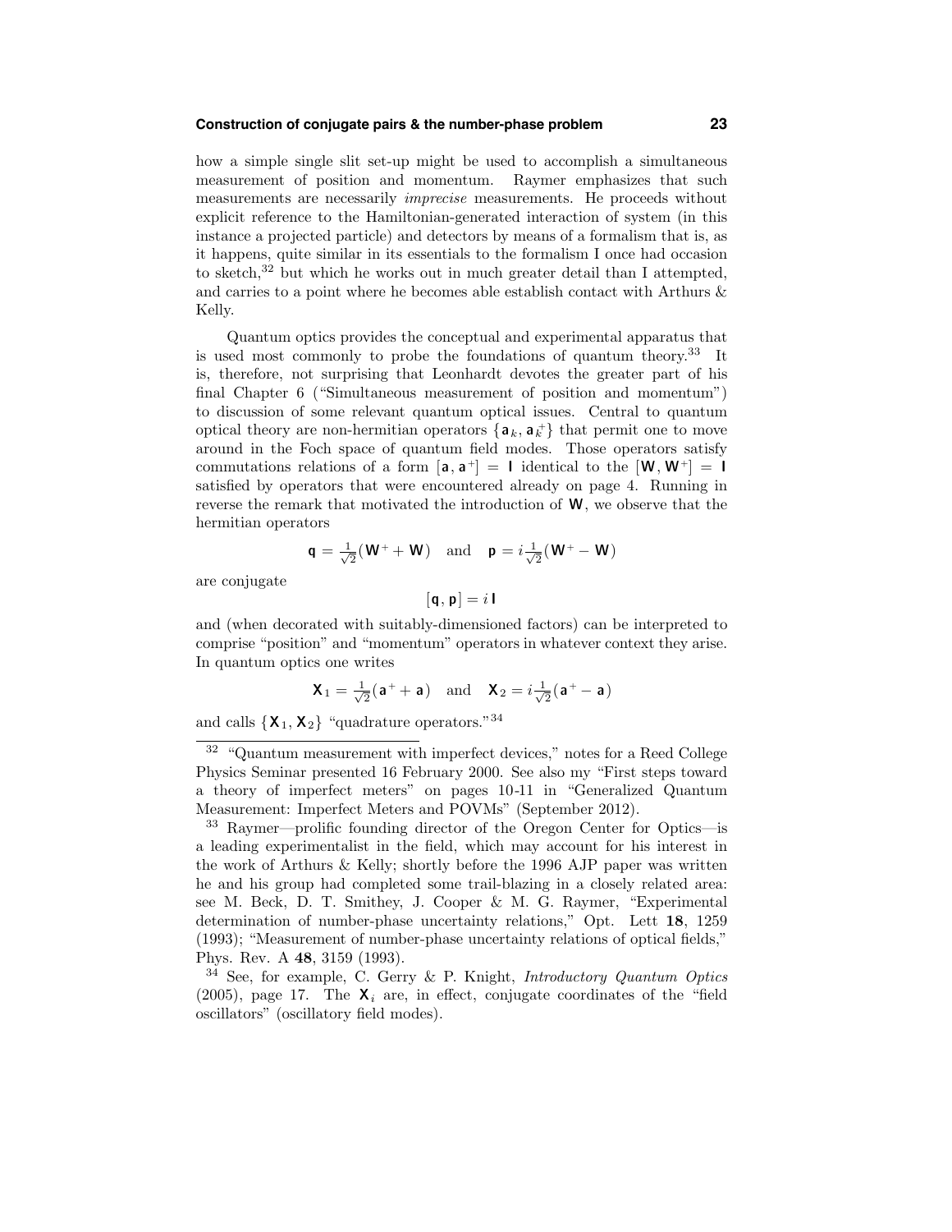how a simple single slit set-up might be used to accomplish a simultaneous measurement of position and momentum. Raymer emphasizes that such measurements are necessarily *imprecise* measurements. He proceeds without explicit reference to the Hamiltonian-generated interaction of system (in this instance a projected particle) and detectors by means of a formalism that is, as it happens, quite similar in its essentials to the formalism I once had occasion to sketch,[32] but which he works out in much greater detail than I attempted, and carries to a point where he becomes able establish contact with Arthurs & Kelly.

Quantum optics provides the conceptual and experimental apparatus that is used most commonly to probe the foundations of quantum theory.[33] It is, therefore, not surprising that Leonhardt devotes the greater part of his final Chapter 6 ("Simultaneous measurement of position and momentum") to discussion of some relevant quantum optical issues. Central to quantum optical theory are non-hermitian operators $\{\mathsf{a}_k, \mathsf{a}_k^+\}$ that permit one to move around in the Foch space of quantum field modes. Those operators satisfy commutations relations of a form $[\mathsf{a}, \mathsf{a}^+] = \mathsf{I}$ identical to the $[\mathsf{W}, \mathsf{W}^+] = \mathsf{I}$ satisfied by operators that were encountered already on page 4. Running in reverse the remark that motivated the introduction of $\mathsf{W}$, we observe that the hermitian operators

$$\mathsf{q} = \tfrac{1}{\sqrt{2}}(\mathsf{W}^+ + \mathsf{W}) \quad \text{and} \quad \mathsf{p} = i\tfrac{1}{\sqrt{2}}(\mathsf{W}^+ - \mathsf{W})$$

are conjugate

$$[\mathsf{q}, \mathsf{p}] = i\,\mathsf{I}$$

and (when decorated with suitably-dimensioned factors) can be interpreted to comprise "position" and "momentum" operators in whatever context they arise. In quantum optics one writes

$$\mathsf{X}_1 = \tfrac{1}{\sqrt{2}}(\mathsf{a}^+ + \mathsf{a}) \quad \text{and} \quad \mathsf{X}_2 = i\tfrac{1}{\sqrt{2}}(\mathsf{a}^+ - \mathsf{a})$$

and calls $\{\mathsf{X}_1, \mathsf{X}_2\}$ "quadrature operators."[34]

---

[32] "Quantum measurement with imperfect devices," notes for a Reed College Physics Seminar presented 16 February 2000. See also my "First steps toward a theory of imperfect meters" on pages 10-11 in "Generalized Quantum Measurement: Imperfect Meters and POVMs" (September 2012).

[33] Raymer—prolific founding director of the Oregon Center for Optics—is a leading experimentalist in the field, which may account for his interest in the work of Arthurs & Kelly; shortly before the 1996 AJP paper was written he and his group had completed some trail-blazing in a closely related area: see M. Beck, D. T. Smithey, J. Cooper & M. G. Raymer, "Experimental determination of number-phase uncertainty relations," Opt. Lett **18**, 1259 (1993); "Measurement of number-phase uncertainty relations of optical fields," Phys. Rev. A **48**, 3159 (1993).

[34] See, for example, C. Gerry & P. Knight, *Introductory Quantum Optics* (2005), page 17. The $\mathsf{X}_i$ are, in effect, conjugate coordinates of the "field oscillators" (oscillatory field modes).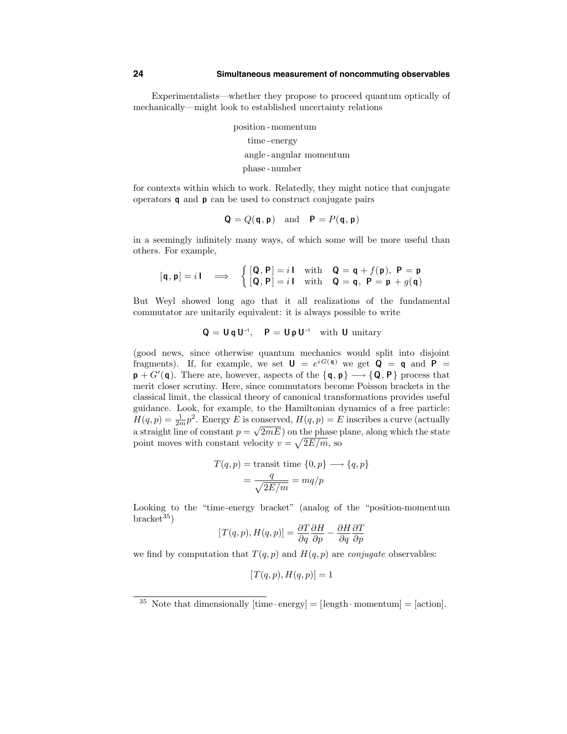Experimentalists—whether they propose to proceed quantum optically of mechanically—might look to established uncertainty relations

position - momentum
time - energy
angle - angular momentum
phase - number

for contexts within which to work. Relatedly, they might notice that conjugate operators $\mathsf{q}$ and $\mathsf{p}$ can be used to construct conjugate pairs

$$\mathsf{Q} = Q(\mathsf{q}, \mathsf{p}) \quad \text{and} \quad \mathsf{P} = P(\mathsf{q}, \mathsf{p})$$

in a seemingly infinitely many ways, of which some will be more useful than others. For example,

$$[\mathsf{q}, \mathsf{p}] = i\,\mathsf{I} \quad \Longrightarrow \quad \begin{cases} [\mathsf{Q}, \mathsf{P}] = i\,\mathsf{I} & \text{with} \quad \mathsf{Q} = \mathsf{q} + f(\mathsf{p}),\ \mathsf{P} = \mathsf{p} \\ [\mathsf{Q}, \mathsf{P}] = i\,\mathsf{I} & \text{with} \quad \mathsf{Q} = \mathsf{q},\ \mathsf{P} = \mathsf{p} + g(\mathsf{q}) \end{cases}$$

But Weyl showed long ago that it all realizations of the fundamental commutator are unitarily equivalent: it is always possible to write

$$\mathsf{Q} = \mathsf{U}\,\mathsf{q}\,\mathsf{U}^{-1}, \quad \mathsf{P} = \mathsf{U}\,\mathsf{p}\,\mathsf{U}^{-1} \quad \text{with } \mathsf{U} \text{ unitary}$$

(good news, since otherwise quantum mechanics would split into disjoint fragments). If, for example, we set $\mathsf{U} = e^{iG(\mathsf{q})}$ we get $\mathsf{Q} = \mathsf{q}$ and $\mathsf{P} = \mathsf{p} + G'(\mathsf{q})$. There are, however, aspects of the $\{\mathsf{q}, \mathsf{p}\} \longrightarrow \{\mathsf{Q}, \mathsf{P}\}$ process that merit closer scrutiny. Here, since commutators become Poisson brackets in the classical limit, the classical theory of canonical transformations provides useful guidance. Look, for example, to the Hamiltonian dynamics of a free particle: $H(q,p) = \frac{1}{2m}p^2$. Energy $E$ is conserved, $H(q,p) = E$ inscribes a curve (actually a straight line of constant $p = \sqrt{2mE}$) on the phase plane, along which the state point moves with constant velocity $v = \sqrt{2E/m}$, so

$$\begin{aligned} T(q,p) &= \text{transit time } \{0, p\} \longrightarrow \{q, p\} \\ &= \frac{q}{\sqrt{2E/m}} = mq/p \end{aligned}$$

Looking to the "time-energy bracket" (analog of the "position-momentum bracket[35])

$$[T(q,p), H(q,p)] = \frac{\partial T}{\partial q}\frac{\partial H}{\partial p} - \frac{\partial H}{\partial q}\frac{\partial T}{\partial p}$$

we find by computation that $T(q,p)$ and $H(q,p)$ are *conjugate* observables:

$$[T(q,p), H(q,p)] = 1$$

[35] Note that dimensionally [time · energy] = [length · momentum] = [action].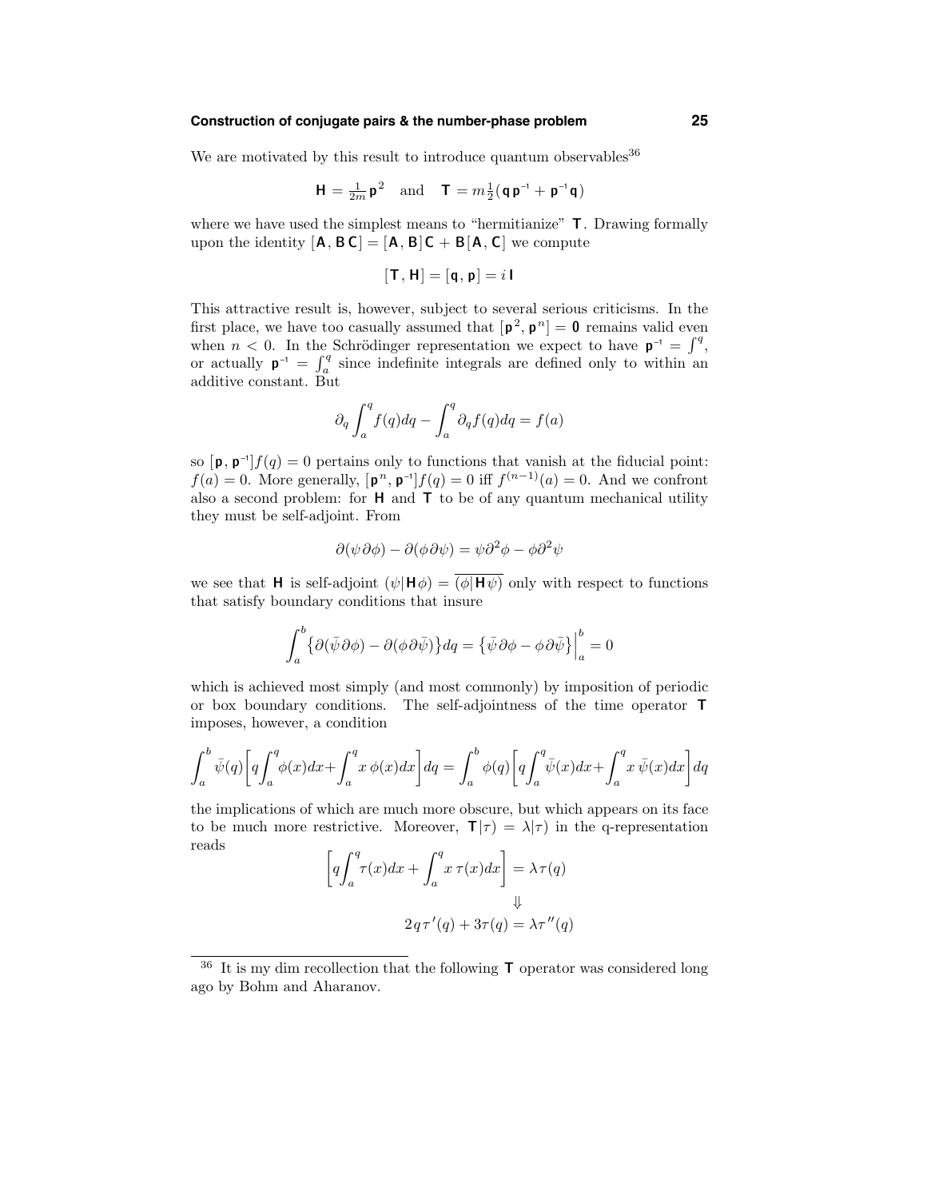We are motivated by this result to introduce quantum observables[36]

$$\mathbf{H} = \tfrac{1}{2m}\mathbf{p}^2 \quad \text{and} \quad \mathbf{T} = m\tfrac{1}{2}(\mathbf{q}\,\mathbf{p}^{-1} + \mathbf{p}^{-1}\mathbf{q})$$

where we have used the simplest means to "hermitianize" $\mathbf{T}$. Drawing formally upon the identity $[\mathbf{A}, \mathbf{B}\,\mathbf{C}] = [\mathbf{A}, \mathbf{B}]\mathbf{C} + \mathbf{B}[\mathbf{A}, \mathbf{C}]$ we compute

$$[\mathbf{T}, \mathbf{H}] = [\mathbf{q}, \mathbf{p}] = i\,\mathbf{I}$$

This attractive result is, however, subject to several serious criticisms. In the first place, we have too casually assumed that $[\mathbf{p}^2, \mathbf{p}^n] = \mathbf{0}$ remains valid even when $n < 0$. In the Schrödinger representation we expect to have $\mathbf{p}^{-1} = \int^q$, or actually $\mathbf{p}^{-1} = \int_a^q$ since indefinite integrals are defined only to within an additive constant. But

$$\partial_q \int_a^q f(q)dq - \int_a^q \partial_q f(q)dq = f(a)$$

so $[\mathbf{p}, \mathbf{p}^{-1}]f(q) = 0$ pertains only to functions that vanish at the fiducial point: $f(a) = 0$. More generally, $[\mathbf{p}^n, \mathbf{p}^{-1}]f(q) = 0$ iff $f^{(n-1)}(a) = 0$. And we confront also a second problem: for $\mathbf{H}$ and $\mathbf{T}$ to be of any quantum mechanical utility they must be self-adjoint. From

$$\partial(\psi\,\partial\phi) - \partial(\phi\,\partial\psi) = \psi\partial^2\phi - \phi\partial^2\psi$$

we see that $\mathbf{H}$ is self-adjoint $(\psi|\mathbf{H}\phi) = \overline{(\phi|\mathbf{H}\psi)}$ only with respect to functions that satisfy boundary conditions that insure

$$\int_a^b \big\{\partial(\bar{\psi}\,\partial\phi) - \partial(\phi\,\partial\bar{\psi})\big\}dq = \big\{\bar{\psi}\,\partial\phi - \phi\,\partial\bar{\psi}\big\}\Big|_a^b = 0$$

which is achieved most simply (and most commonly) by imposition of periodic or box boundary conditions. The self-adjointness of the time operator $\mathbf{T}$ imposes, however, a condition

$$\int_a^b \bar{\psi}(q)\bigg[q\int_a^q \phi(x)dx + \int_a^q x\,\phi(x)dx\bigg]dq = \int_a^b \phi(q)\bigg[q\int_a^q \bar{\psi}(x)dx + \int_a^q x\,\bar{\psi}(x)dx\bigg]dq$$

the implications of which are much more obscure, but which appears on its face to be much more restrictive. Moreover, $\mathbf{T}|\tau) = \lambda|\tau)$ in the q-representation reads

$$\bigg[q\int_a^q \tau(x)dx + \int_a^q x\,\tau(x)dx\bigg] = \lambda\tau(q)$$
$$\Downarrow$$
$$2\,q\,\tau'(q) + 3\tau(q) = \lambda\tau''(q)$$

---

[36] It is my dim recollection that the following $\mathbf{T}$ operator was considered long ago by Bohm and Aharanov.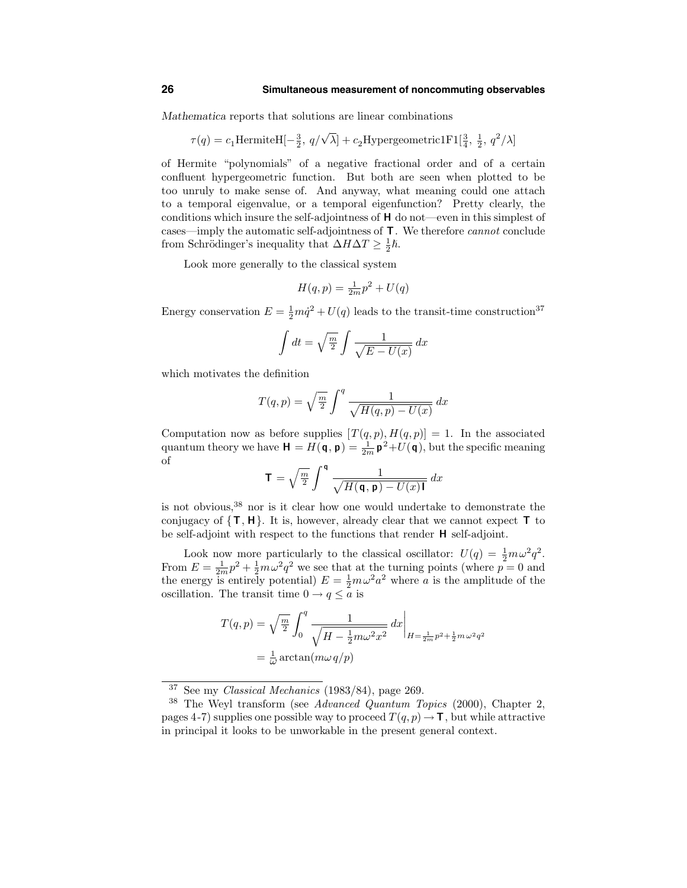*Mathematica* reports that solutions are linear combinations

$$\tau(q) = c_1\text{HermiteH}[-\tfrac{3}{2},\ q/\sqrt{\lambda}] + c_2\text{Hypergeometric1F1}[\tfrac{3}{4},\ \tfrac{1}{2},\ q^2/\lambda]$$

of Hermite "polynomials" of a negative fractional order and of a certain confluent hypergeometric function. But both are seen when plotted to be too unruly to make sense of. And anyway, what meaning could one attach to a temporal eigenvalue, or a temporal eigenfunction? Pretty clearly, the conditions which insure the self-adjointness of $\mathsf{H}$ do not—even in this simplest of cases—imply the automatic self-adjointness of $\mathsf{T}$. We therefore *cannot* conclude from Schrödinger's inequality that $\Delta H \Delta T \geq \frac{1}{2}\hbar$.

Look more generally to the classical system

$$H(q,p) = \tfrac{1}{2m}p^2 + U(q)$$

Energy conservation $E = \frac{1}{2}m\dot{q}^2 + U(q)$ leads to the transit-time construction[37]

$$\int dt = \sqrt{\tfrac{m}{2}}\int \frac{1}{\sqrt{E - U(x)}}\,dx$$

which motivates the definition

$$T(q,p) = \sqrt{\tfrac{m}{2}}\int^q \frac{1}{\sqrt{H(q,p) - U(x)}}\,dx$$

Computation now as before supplies $[T(q,p), H(q,p)] = 1$. In the associated quantum theory we have $\mathsf{H} = H(\mathsf{q},\mathsf{p}) = \frac{1}{2m}\mathsf{p}^2 + U(\mathsf{q})$, but the specific meaning of

$$\mathsf{T} = \sqrt{\tfrac{m}{2}}\int^{\mathsf{q}} \frac{1}{\sqrt{H(\mathsf{q},\mathsf{p}) - U(x)\mathsf{I}}}\,dx$$

is not obvious,[38] nor is it clear how one would undertake to demonstrate the conjugacy of $\{\mathsf{T},\mathsf{H}\}$. It is, however, already clear that we cannot expect $\mathsf{T}$ to be self-adjoint with respect to the functions that render $\mathsf{H}$ self-adjoint.

Look now more particularly to the classical oscillator: $U(q) = \frac{1}{2}m\omega^2q^2$. From $E = \frac{1}{2m}p^2 + \frac{1}{2}m\omega^2q^2$ we see that at the turning points (where $p = 0$ and the energy is entirely potential) $E = \frac{1}{2}m\omega^2a^2$ where $a$ is the amplitude of the oscillation. The transit time $0 \rightarrow q \leq a$ is

$$\begin{aligned} T(q,p) &= \sqrt{\tfrac{m}{2}}\int_0^q \frac{1}{\sqrt{H - \frac{1}{2}m\omega^2x^2}}\,dx\,\bigg|_{H = \frac{1}{2m}p^2 + \frac{1}{2}m\omega^2q^2} \\ &= \tfrac{1}{\omega}\arctan(m\omega\, q/p) \end{aligned}$$

---

[37] See my *Classical Mechanics* (1983/84), page 269.

[38] The Weyl transform (see *Advanced Quantum Topics* (2000), Chapter 2, pages 4-7) supplies one possible way to proceed $T(q,p) \rightarrow \mathsf{T}$, but while attractive in principal it looks to be unworkable in the present general context.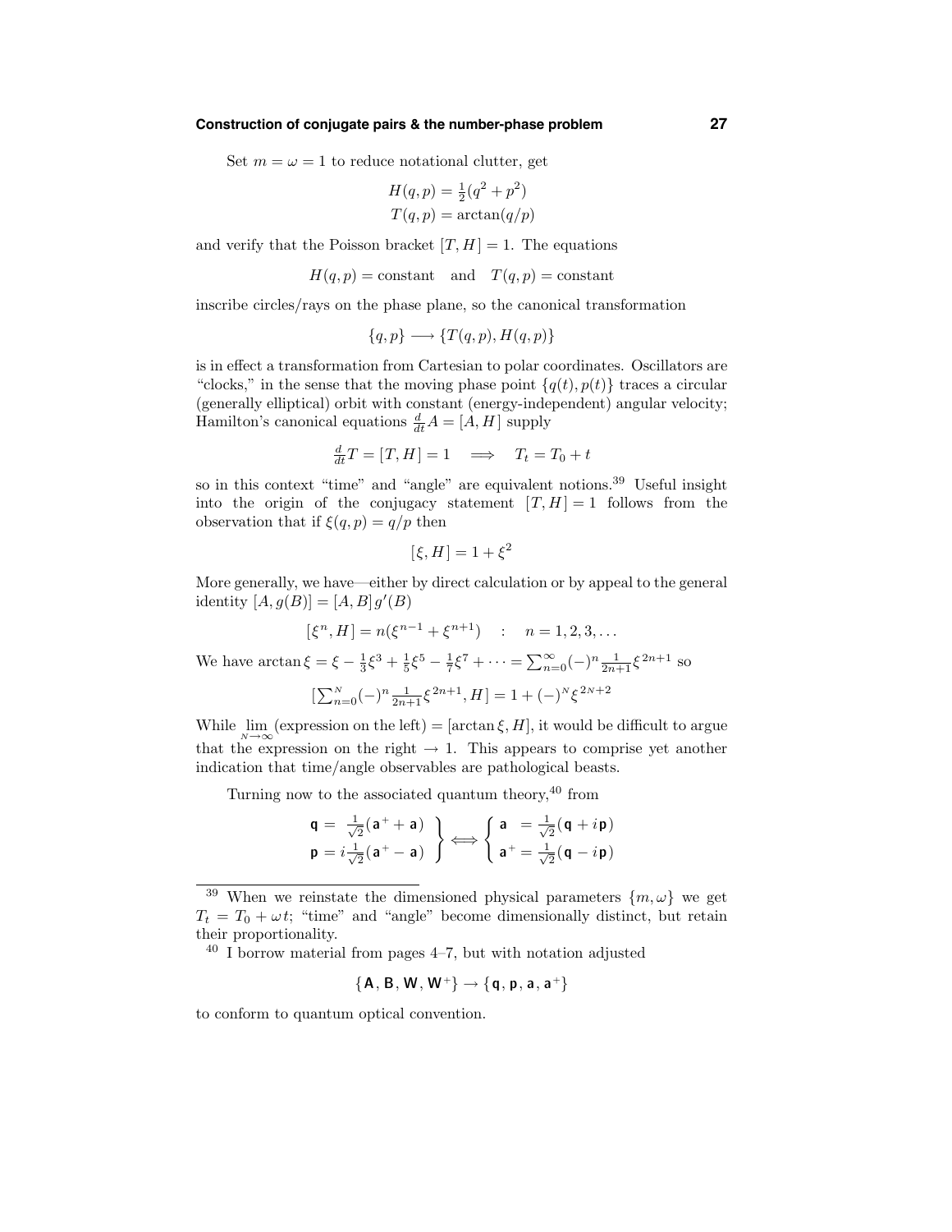Set $m = \omega = 1$ to reduce notational clutter, get

$$H(q,p) = \tfrac{1}{2}(q^2 + p^2)$$
$$T(q,p) = \arctan(q/p)$$

and verify that the Poisson bracket $[T, H] = 1$. The equations

$$H(q,p) = \text{constant} \quad \text{and} \quad T(q,p) = \text{constant}$$

inscribe circles/rays on the phase plane, so the canonical transformation

$$\{q, p\} \longrightarrow \{T(q,p), H(q,p)\}$$

is in effect a transformation from Cartesian to polar coordinates. Oscillators are "clocks," in the sense that the moving phase point $\{q(t), p(t)\}$ traces a circular (generally elliptical) orbit with constant (energy-independent) angular velocity; Hamilton's canonical equations $\frac{d}{dt}A = [A, H]$ supply

$$\tfrac{d}{dt}T = [T, H] = 1 \quad \Longrightarrow \quad T_t = T_0 + t$$

so in this context "time" and "angle" are equivalent notions.[39] Useful insight into the origin of the conjugacy statement $[T, H] = 1$ follows from the observation that if $\xi(q,p) = q/p$ then

$$[\xi, H] = 1 + \xi^2$$

More generally, we have—either by direct calculation or by appeal to the general identity $[A, g(B)] = [A, B]\, g'(B)$

$$[\xi^n, H] = n(\xi^{n-1} + \xi^{n+1}) \quad : \quad n = 1, 2, 3, \ldots$$

We have $\arctan \xi = \xi - \frac{1}{3}\xi^3 + \frac{1}{5}\xi^5 - \frac{1}{7}\xi^7 + \cdots = \sum_{n=0}^{\infty}(-)^n \frac{1}{2n+1}\xi^{2n+1}$ so

$$\Big[\sum_{n=0}^{N}(-)^n \tfrac{1}{2n+1}\xi^{2n+1}, H\Big] = 1 + (-)^N \xi^{2N+2}$$

While $\lim_{N\to\infty}(\text{expression on the left}) = [\arctan \xi, H]$, it would be difficult to argue that the expression on the right $\to 1$. This appears to comprise yet another indication that time/angle observables are pathological beasts.

Turning now to the associated quantum theory,[40] from

$$\left.\begin{aligned} \mathsf{q} &= \tfrac{1}{\sqrt{2}}(\mathsf{a}^+ + \mathsf{a}) \\ \mathsf{p} &= i\tfrac{1}{\sqrt{2}}(\mathsf{a}^+ - \mathsf{a}) \end{aligned}\right\} \Longleftrightarrow \left\{\begin{aligned} \mathsf{a} \;\; &= \tfrac{1}{\sqrt{2}}(\mathsf{q} + i\mathsf{p}) \\ \mathsf{a}^+ &= \tfrac{1}{\sqrt{2}}(\mathsf{q} - i\mathsf{p}) \end{aligned}\right.$$

---

[39] When we reinstate the dimensioned physical parameters $\{m, \omega\}$ we get $T_t = T_0 + \omega t$; "time" and "angle" become dimensionally distinct, but retain their proportionality.

[40] I borrow material from pages 4–7, but with notation adjusted

$$\{\mathsf{A}, \mathsf{B}, \mathsf{W}, \mathsf{W}^+\} \rightarrow \{\mathsf{q}, \mathsf{p}, \mathsf{a}, \mathsf{a}^+\}$$

to conform to quantum optical convention.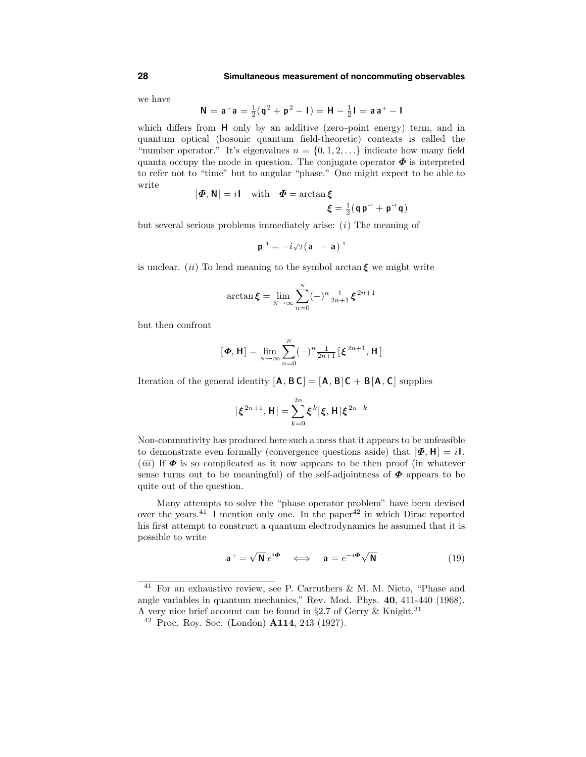we have

$$\mathsf{N} = \mathsf{a}^+\mathsf{a} = \tfrac{1}{2}(\mathsf{q}^2 + \mathsf{p}^2 - \mathsf{I}) = \mathsf{H} - \tfrac{1}{2}\mathsf{I} = \mathsf{a}\,\mathsf{a}^+ - \mathsf{I}$$

which differs from $\mathsf{H}$ only by an additive (zero-point energy) term, and in quantum optical (bosonic quantum field-theoretic) contexts is called the "number operator." It's eigenvalues $n = \{0, 1, 2, \ldots\}$ indicate how many field quanta occupy the mode in question. The conjugate operator $\boldsymbol{\Phi}$ is interpreted to refer not to "time" but to angular "phase." One might expect to be able to write

$$[\boldsymbol{\Phi}, \mathsf{N}] = i\mathsf{I} \quad \text{with} \quad \boldsymbol{\Phi} = \arctan \boldsymbol{\xi}$$

$$\boldsymbol{\xi} = \tfrac{1}{2}(\mathsf{q}\,\mathsf{p}^{-1} + \mathsf{p}^{-1}\mathsf{q})$$

but several serious problems immediately arise: $(i)$ The meaning of

$$\mathsf{p}^{-1} = -i\sqrt{2}\,(\mathsf{a}^+ - \mathsf{a})^{-1}$$

is unclear. $(ii)$ To lend meaning to the symbol $\arctan \boldsymbol{\xi}$ we might write

$$\arctan \boldsymbol{\xi} = \lim_{N\to\infty} \sum_{n=0}^{N} (-)^n \tfrac{1}{2n+1}\, \boldsymbol{\xi}^{\,2n+1}$$

but then confront

$$[\boldsymbol{\Phi}, \mathsf{H}] = \lim_{N\to\infty} \sum_{n=0}^{N} (-)^n \tfrac{1}{2n+1}\, [\boldsymbol{\xi}^{\,2n+1}, \mathsf{H}\,]$$

Iteration of the general identity $[\mathsf{A}, \mathsf{B}\,\mathsf{C}] = [\mathsf{A}, \mathsf{B}]\mathsf{C} + \mathsf{B}[\mathsf{A}, \mathsf{C}]$ supplies

$$[\boldsymbol{\xi}^{\,2n+1}, \mathsf{H}] = \sum_{k=0}^{2n} \boldsymbol{\xi}^{\,k}[\boldsymbol{\xi}, \mathsf{H}]\boldsymbol{\xi}^{\,2n-k}$$

Non-commutivity has produced here such a mess that it appears to be unfeasible to demonstrate even formally (convergence questions aside) that $[\boldsymbol{\Phi}, \mathsf{H}] = i\mathsf{I}$. $(iii)$ If $\boldsymbol{\Phi}$ is so complicated as it now appears to be then proof (in whatever sense turns out to be meaningful) of the self-adjointness of $\boldsymbol{\Phi}$ appears to be quite out of the question.

Many attempts to solve the "phase operator problem" have been devised over the years.[41] I mention only one. In the paper[42] in which Dirac reported his first attempt to construct a quantum electrodynamics he assumed that it is possible to write

$$\mathsf{a}^+ = \sqrt{\mathsf{N}}\, e^{i\boldsymbol{\Phi}} \quad \Longleftrightarrow \quad \mathsf{a} = e^{-i\boldsymbol{\Phi}}\sqrt{\mathsf{N}} \tag{19}$$

---

[41] For an exhaustive review, see P. Carruthers & M. M. Nieto, "Phase and angle variables in quantum mechanics," Rev. Mod. Phys. **40**, 411-440 (1968). A very nice brief account can be found in §2.7 of Gerry & Knight.[31]

[42] Proc. Roy. Soc. (London) **A114**, 243 (1927).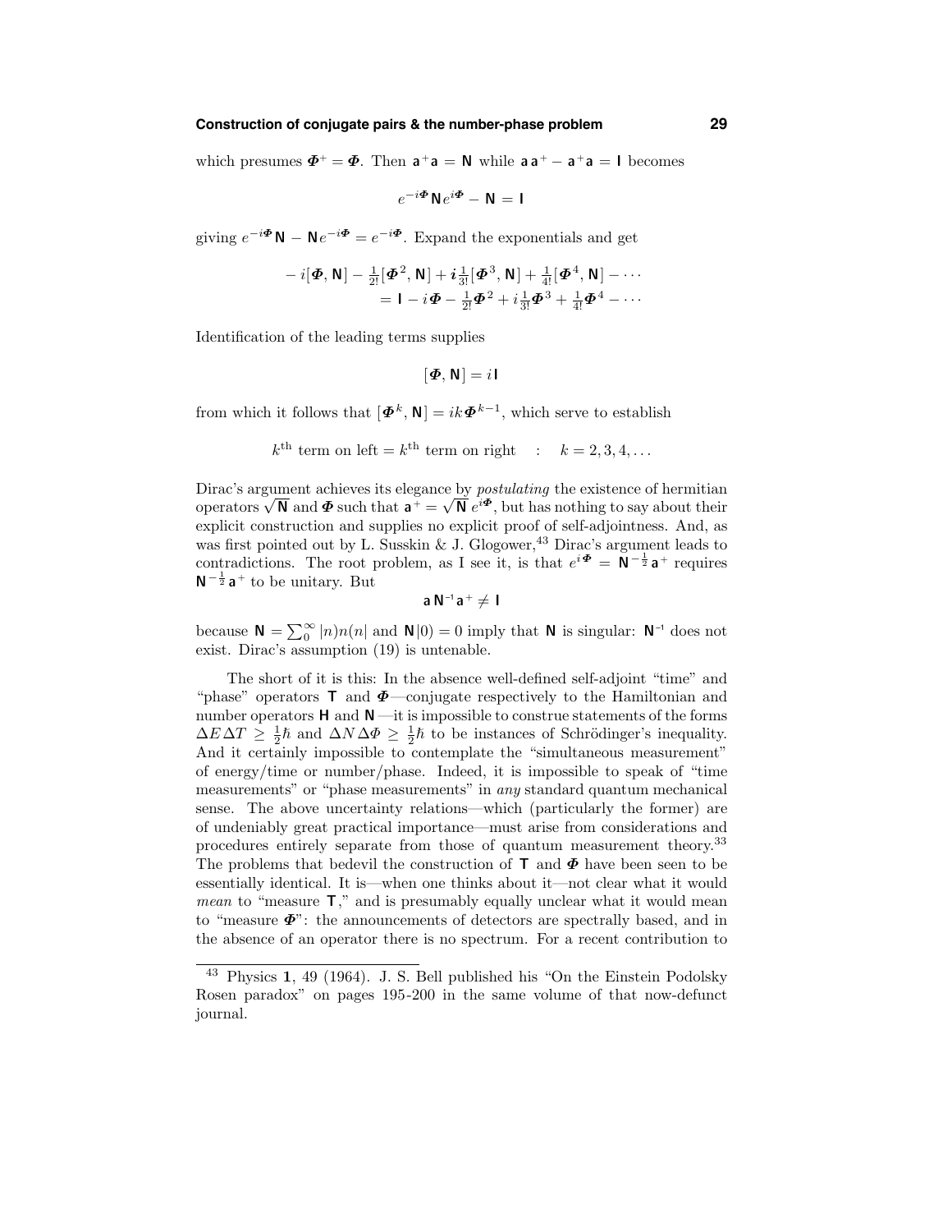which presumes $\boldsymbol{\Phi}^+ = \boldsymbol{\Phi}$. Then $\mathbf{a}^+\mathbf{a} = \mathbf{N}$ while $\mathbf{a}\,\mathbf{a}^+ - \mathbf{a}^+\mathbf{a} = \mathbf{I}$ becomes

$$e^{-i\boldsymbol{\Phi}}\mathbf{N}\,e^{i\boldsymbol{\Phi}} - \mathbf{N} = \mathbf{I}$$

giving $e^{-i\boldsymbol{\Phi}}\mathbf{N} - \mathbf{N}e^{-i\boldsymbol{\Phi}} = e^{-i\boldsymbol{\Phi}}$. Expand the exponentials and get

$$\begin{aligned} -\,i[\boldsymbol{\Phi},\mathbf{N}] - \tfrac{1}{2!}[\boldsymbol{\Phi}^2,\mathbf{N}] + i\tfrac{1}{3!}[\boldsymbol{\Phi}^3,\mathbf{N}] + \tfrac{1}{4!}[\boldsymbol{\Phi}^4,\mathbf{N}] - \cdots \\ = \mathbf{I} - i\boldsymbol{\Phi} - \tfrac{1}{2!}\boldsymbol{\Phi}^2 + i\tfrac{1}{3!}\boldsymbol{\Phi}^3 + \tfrac{1}{4!}\boldsymbol{\Phi}^4 - \cdots \end{aligned}$$

Identification of the leading terms supplies

$$[\boldsymbol{\Phi},\mathbf{N}] = i\,\mathbf{I}$$

from which it follows that $[\boldsymbol{\Phi}^k,\mathbf{N}] = ik\boldsymbol{\Phi}^{k-1}$, which serve to establish

$$k^{\text{th}} \text{ term on left} = k^{\text{th}} \text{ term on right} \quad : \quad k = 2, 3, 4, \ldots$$

Dirac's argument achieves its elegance by *postulating* the existence of hermitian operators $\sqrt{\mathbf{N}}$ and $\boldsymbol{\Phi}$ such that $\mathbf{a}^+ = \sqrt{\mathbf{N}}\,e^{i\boldsymbol{\Phi}}$, but has nothing to say about their explicit construction and supplies no explicit proof of self-adjointness. And, as was first pointed out by L. Susskin & J. Glogower,[43] Dirac's argument leads to contradictions. The root problem, as I see it, is that $e^{i\boldsymbol{\Phi}} = \mathbf{N}^{-\frac{1}{2}}\mathbf{a}^+$ requires $\mathbf{N}^{-\frac{1}{2}}\mathbf{a}^+$ to be unitary. But

$$\mathbf{a}\,\mathbf{N}^{-1}\mathbf{a}^+ \neq \mathbf{I}$$

because $\mathbf{N} = \sum_0^\infty |n)n(n|$ and $\mathbf{N}|0) = 0$ imply that $\mathbf{N}$ is singular: $\mathbf{N}^{-1}$ does not exist. Dirac's assumption (19) is untenable.

The short of it is this: In the absence well-defined self-adjoint "time" and "phase" operators $\mathbf{T}$ and $\boldsymbol{\Phi}$—conjugate respectively to the Hamiltonian and number operators $\mathbf{H}$ and $\mathbf{N}$—it is impossible to construe statements of the forms $\Delta E\,\Delta T \geq \frac{1}{2}\hbar$ and $\Delta N\,\Delta\Phi \geq \frac{1}{2}\hbar$ to be instances of Schrödinger's inequality. And it certainly impossible to contemplate the "simultaneous measurement" of energy/time or number/phase. Indeed, it is impossible to speak of "time measurements" or "phase measurements" in *any* standard quantum mechanical sense. The above uncertainty relations—which (particularly the former) are of undeniably great practical importance—must arise from considerations and procedures entirely separate from those of quantum measurement theory.[33] The problems that bedevil the construction of $\mathbf{T}$ and $\boldsymbol{\Phi}$ have been seen to be essentially identical. It is—when one thinks about it—not clear what it would *mean* to "measure $\mathbf{T}$," and is presumably equally unclear what it would mean to "measure $\boldsymbol{\Phi}$": the announcements of detectors are spectrally based, and in the absence of an operator there is no spectrum. For a recent contribution to

---

[43] Physics **1**, 49 (1964). J. S. Bell published his "On the Einstein Podolsky Rosen paradox" on pages 195-200 in the same volume of that now-defunct journal.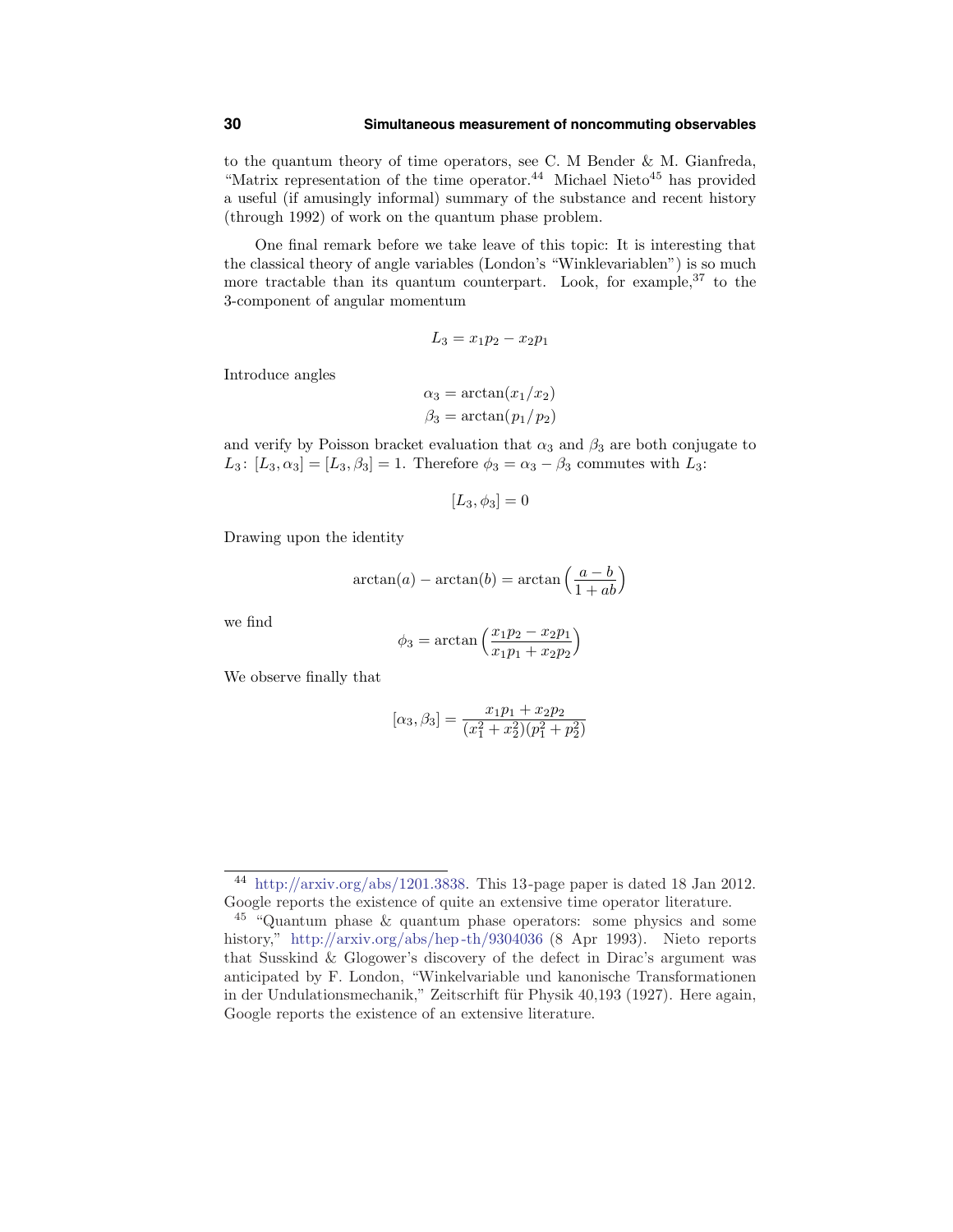to the quantum theory of time operators, see C. M Bender & M. Gianfreda, "Matrix representation of the time operator.[44] Michael Nieto[45] has provided a useful (if amusingly informal) summary of the substance and recent history (through 1992) of work on the quantum phase problem.

One final remark before we take leave of this topic: It is interesting that the classical theory of angle variables (London's "Winklevariablen") is so much more tractable than its quantum counterpart. Look, for example,[37] to the 3-component of angular momentum

$$L_3 = x_1 p_2 - x_2 p_1$$

Introduce angles

$$\alpha_3 = \arctan(x_1/x_2)$$
$$\beta_3 = \arctan(p_1/p_2)$$

and verify by Poisson bracket evaluation that $\alpha_3$ and $\beta_3$ are both conjugate to $L_3$: $[L_3, \alpha_3] = [L_3, \beta_3] = 1$. Therefore $\phi_3 = \alpha_3 - \beta_3$ commutes with $L_3$:

$$[L_3, \phi_3] = 0$$

Drawing upon the identity

$$\arctan(a) - \arctan(b) = \arctan\Big(\frac{a-b}{1+ab}\Big)$$

we find

$$\phi_3 = \arctan\Big(\frac{x_1 p_2 - x_2 p_1}{x_1 p_1 + x_2 p_2}\Big)$$

We observe finally that

$$[\alpha_3, \beta_3] = \frac{x_1 p_1 + x_2 p_2}{(x_1^2 + x_2^2)(p_1^2 + p_2^2)}$$

---

[44] http://arxiv.org/abs/1201.3838. This 13-page paper is dated 18 Jan 2012. Google reports the existence of quite an extensive time operator literature.

[45] "Quantum phase & quantum phase operators: some physics and some history," http://arxiv.org/abs/hep-th/9304036 (8 Apr 1993). Nieto reports that Susskind & Glogower's discovery of the defect in Dirac's argument was anticipated by F. London, "Winkelvariable und kanonische Transformationen in der Undulationsmechanik," Zeitscrhift für Physik 40,193 (1927). Here again, Google reports the existence of an extensive literature.